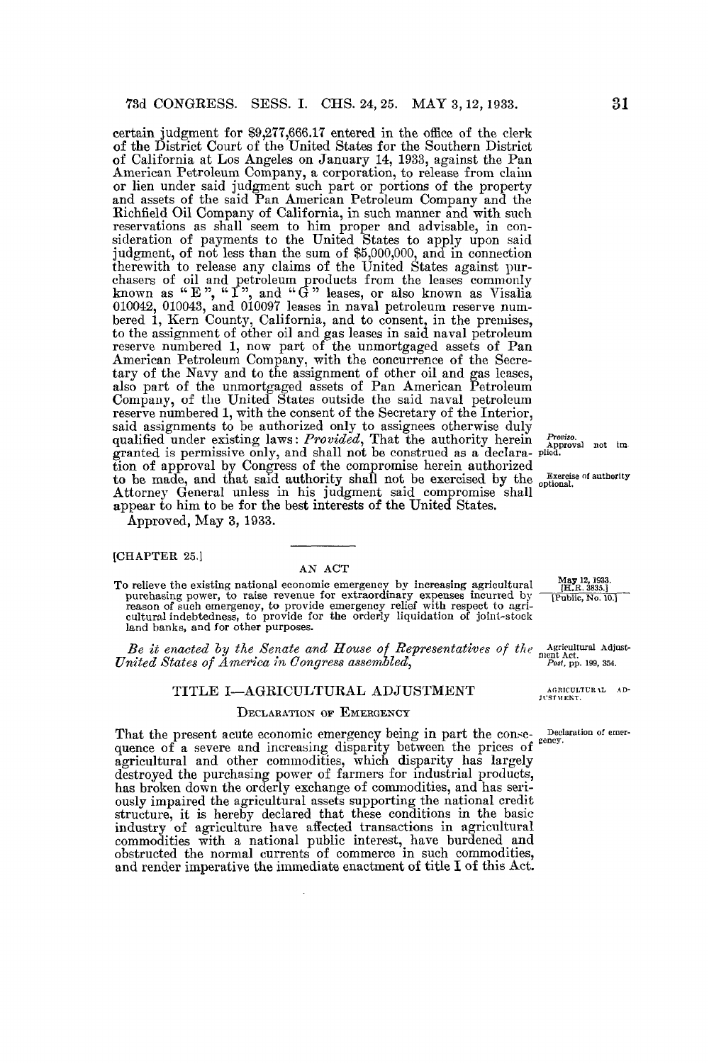certain judgment for $9,277,666.17 entered in the office of the clerk of the District Court of the United States for the Southern District of California at Los Angeles on January 14, 1933, against the Pan American Petroleum Company, a corporation, to release from claim or lien under said judgment such part or portions of the property and assets of the said Pan American Petroleum Company and the Richfield Oil Company of California, in such manner and with such reservations as shall seem to him proper and advisable, in consideration of payments to the United States to apply upon said judgment, of not less than the sum of $5,000,000, and in connection therewith to release any claims of the United States against purchasers of oil and petroleum products from the leases commonly known as "E", "I", and "G" leases, or also known as Visalia 010042, 010043, and 010097 leases in naval petroleum reserve numbered 1, Kern County, California, and to consent, in the premises, to the assignment of other oil and gas leases in said naval petroleum reserve numbered 1, now part of the unmortgaged assets of Pan American Petroleum Company, with the concurrence of the Secretary of the Navy and to the assignment of other oil and gas leases, also part of the unmortgaged assets of Pan American Petroleum Company, of the United States outside the said naval petroleum reserve numbered 1, with the consent of the Secretary of the Interior, said assignments to be authorized only to assignees otherwise duly qualified under existing laws: *Provided*, That the authority herein granted is permissive only, and shall not be construed as a declaration of approval by Congress of the compromise herein authorized to be made, and that said authority shall not be exercised by the Attorney General unless in his judgment said compromise shall appear to him to be for the best interests of the United States.

*Proviso.* Approval not implied.

Exercise of authority optional.

Approved, May 3, 1933.

---

[CHAPTER 25.]

AN ACT

To relieve the existing national economic emergency by increasing agricultural purchasing power, to raise revenue for extraordinary expenses incurred by reason of such emergency, to provide emergency relief with respect to agricultural indebtedness, to provide for the orderly liquidation of joint-stock land banks, and for other purposes.

May 12, 1933. [H.R. 3835.] [Public, No. 10.]

*Be it enacted by the Senate and House of Representatives of the United States of America in Congress assembled,*

Agricultural Adjustment Act. *Post*, pp. 199, 354.

## TITLE I—AGRICULTURAL ADJUSTMENT

AGRICULTURAL ADJUSTMENT.

### Declaration of Emergency

Declaration of emergency.

That the present acute economic emergency being in part the consequence of a severe and increasing disparity between the prices of agricultural and other commodities, which disparity has largely destroyed the purchasing power of farmers for industrial products, has broken down the orderly exchange of commodities, and has seriously impaired the agricultural assets supporting the national credit structure, it is hereby declared that these conditions in the basic industry of agriculture have affected transactions in agricultural commodities with a national public interest, have burdened and obstructed the normal currents of commerce in such commodities, and render imperative the immediate enactment of title I of this Act.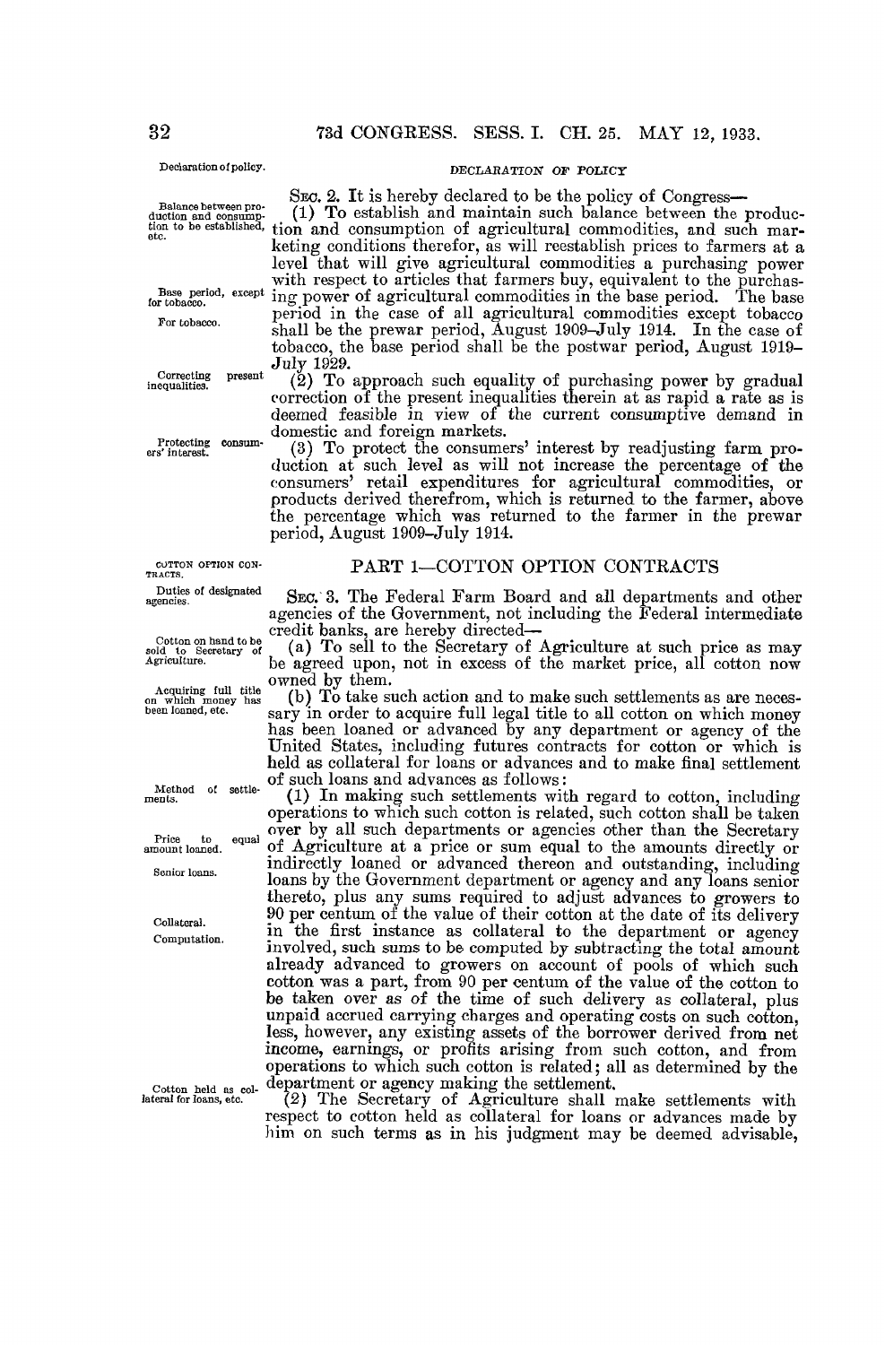DECLARATION OF POLICY

Sec. 2. It is hereby declared to be the policy of Congress—

(1) To establish and maintain such balance between the production and consumption of agricultural commodities, and such marketing conditions therefor, as will reestablish prices to farmers at a level that will give agricultural commodities a purchasing power with respect to articles that farmers buy, equivalent to the purchasing power of agricultural commodities in the base period. The base period in the case of all agricultural commodities except tobacco shall be the prewar period, August 1909–July 1914. In the case of tobacco, the base period shall be the postwar period, August 1919–July 1929.

(2) To approach such equality of purchasing power by gradual correction of the present inequalities therein at as rapid a rate as is deemed feasible in view of the current consumptive demand in domestic and foreign markets.

(3) To protect the consumers' interest by readjusting farm production at such level as will not increase the percentage of the consumers' retail expenditures for agricultural commodities, or products derived therefrom, which is returned to the farmer, above the percentage which was returned to the farmer in the prewar period, August 1909–July 1914.

## PART 1—COTTON OPTION CONTRACTS

Sec. 3. The Federal Farm Board and all departments and other agencies of the Government, not including the Federal intermediate credit banks, are hereby directed—

(a) To sell to the Secretary of Agriculture at such price as may be agreed upon, not in excess of the market price, all cotton now owned by them.

(b) To take such action and to make such settlements as are necessary in order to acquire full legal title to all cotton on which money has been loaned or advanced by any department or agency of the United States, including futures contracts for cotton or which is held as collateral for loans or advances and to make final settlement of such loans and advances as follows:

(1) In making such settlements with regard to cotton, including operations to which such cotton is related, such cotton shall be taken over by all such departments or agencies other than the Secretary of Agriculture at a price or sum equal to the amounts directly or indirectly loaned or advanced thereon and outstanding, including loans by the Government department or agency and any loans senior thereto, plus any sums required to adjust advances to growers to 90 per centum of the value of their cotton at the date of its delivery in the first instance as collateral to the department or agency involved, such sums to be computed by subtracting the total amount already advanced to growers on account of pools of which such cotton was a part, from 90 per centum of the value of the cotton to be taken over as of the time of such delivery as collateral, plus unpaid accrued carrying charges and operating costs on such cotton, less, however, any existing assets of the borrower derived from net income, earnings, or profits arising from such cotton, and from operations to which such cotton is related; all as determined by the department or agency making the settlement.

(2) The Secretary of Agriculture shall make settlements with respect to cotton held as collateral for loans or advances made by him on such terms as in his judgment may be deemed advisable,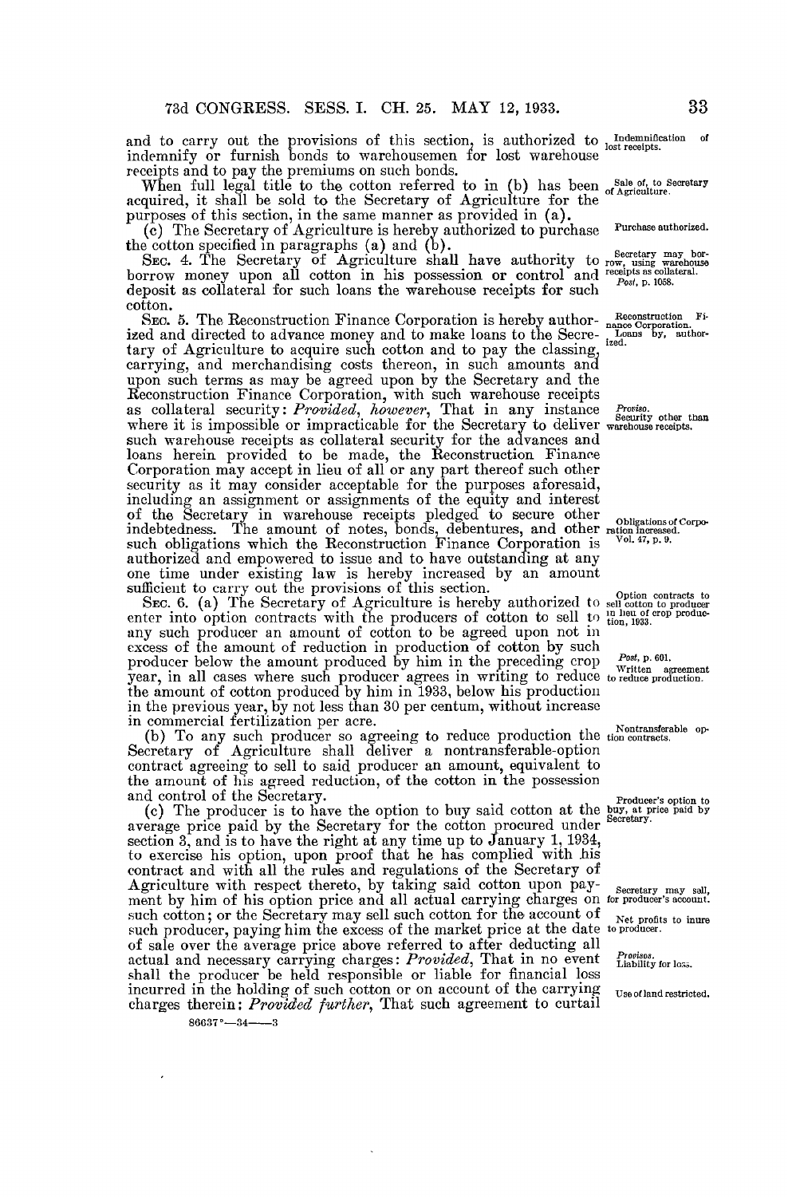and to carry out the provisions of this section, is authorized to indemnify or furnish bonds to warehousemen for lost warehouse receipts and to pay the premiums on such bonds.

Indemnification of lost receipts.

When full legal title to the cotton referred to in (b) has been acquired, it shall be sold to the Secretary of Agriculture for the purposes of this section, in the same manner as provided in (a).

Sale of, to Secretary of Agriculture.

(c) The Secretary of Agriculture is hereby authorized to purchase the cotton specified in paragraphs (a) and (b).

Purchase authorized.

SEC. 4. The Secretary of Agriculture shall have authority to borrow money upon all cotton in his possession or control and deposit as collateral for such loans the warehouse receipts for such cotton.

Secretary may borrow, using warehouse receipts as collateral. *Post*, p. 1058.

SEC. 5. The Reconstruction Finance Corporation is hereby authorized and directed to advance money and to make loans to the Secretary of Agriculture to acquire such cotton and to pay the classing, carrying, and merchandising costs thereon, in such amounts and upon such terms as may be agreed upon by the Secretary and the Reconstruction Finance Corporation, with such warehouse receipts as collateral security: *Provided, however*, That in any instance where it is impossible or impracticable for the Secretary to deliver such warehouse receipts as collateral security for the advances and loans herein provided to be made, the Reconstruction Finance Corporation may accept in lieu of all or any part thereof such other security as it may consider acceptable for the purposes aforesaid, including an assignment or assignments of the equity and interest of the Secretary in warehouse receipts pledged to secure other indebtedness. The amount of notes, bonds, debentures, and other such obligations which the Reconstruction Finance Corporation is authorized and empowered to issue and to have outstanding at any one time under existing law is hereby increased by an amount sufficient to carry out the provisions of this section.

Reconstruction Finance Corporation. Loans by, authorized.

*Proviso.* Security other than warehouse receipts.

Obligations of Corporation increased. Vol. 47, p. 9.

SEC. 6. (a) The Secretary of Agriculture is hereby authorized to enter into option contracts with the producers of cotton to sell to any such producer an amount of cotton to be agreed upon not in excess of the amount of reduction in production of cotton by such producer below the amount produced by him in the preceding crop year, in all cases where such producer agrees in writing to reduce the amount of cotton produced by him in 1933, below his production in the previous year, by not less than 30 per centum, without increase in commercial fertilization per acre.

Option contracts to sell cotton to producer in lieu of crop production, 1933.

*Post*, p. 601. Written agreement to reduce production.

(b) To any such producer so agreeing to reduce production the Secretary of Agriculture shall deliver a nontransferable-option contract agreeing to sell to said producer an amount, equivalent to the amount of his agreed reduction, of the cotton in the possession and control of the Secretary.

Nontransferable option contracts.

(c) The producer is to have the option to buy said cotton at the average price paid by the Secretary for the cotton procured under section 3, and is to have the right at any time up to January 1, 1934, to exercise his option, upon proof that he has complied with his contract and with all the rules and regulations of the Secretary of Agriculture with respect thereto, by taking said cotton upon payment by him of his option price and all actual carrying charges on such cotton; or the Secretary may sell such cotton for the account of such producer, paying him the excess of the market price at the date of sale over the average price above referred to after deducting all actual and necessary carrying charges: *Provided*, That in no event shall the producer be held responsible or liable for financial loss incurred in the holding of such cotton or on account of the carrying charges therein: *Provided further*, That such agreement to curtail

Producer's option to buy, at price paid by Secretary.

Secretary may sell, for producer's account.

Net profits to inure to producer.

*Provisos.* Liability for loss.

Use of land restricted.

86637°—34——3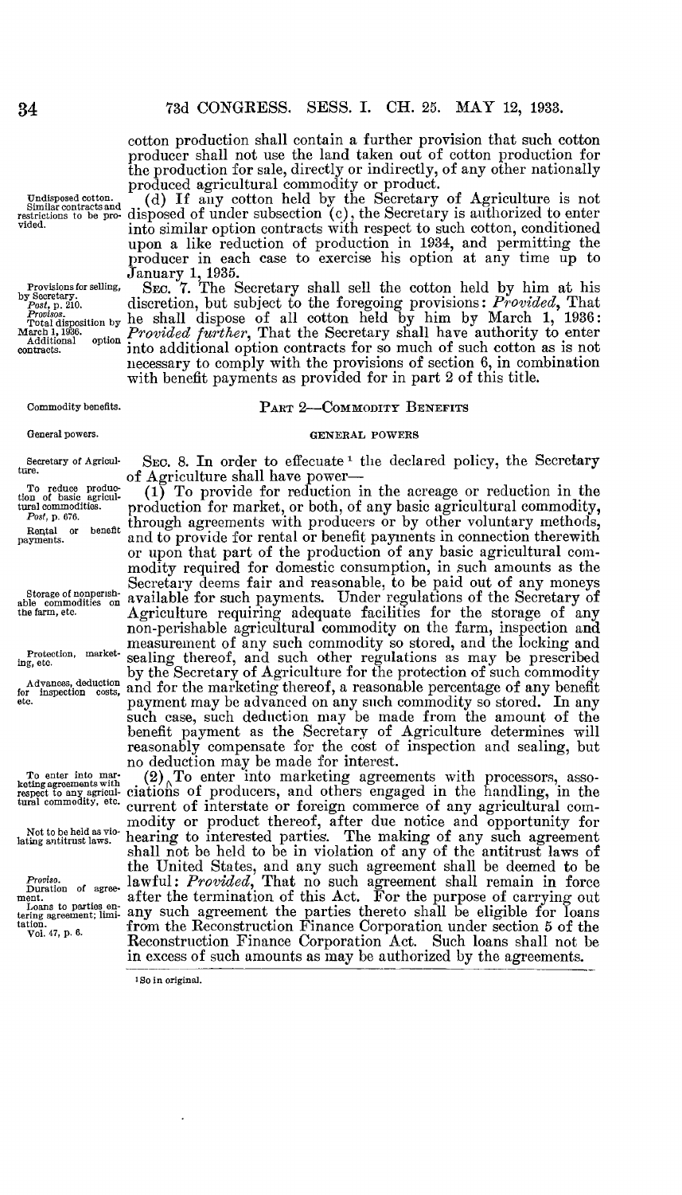cotton production shall contain a further provision that such cotton producer shall not use the land taken out of cotton production for the production for sale, directly or indirectly, of any other nationally produced agricultural commodity or product.

Undisposed cotton. Similar contracts and restrictions to be provided.

(d) If any cotton held by the Secretary of Agriculture is not disposed of under subsection (c), the Secretary is authorized to enter into similar option contracts with respect to such cotton, conditioned upon a like reduction of production in 1934, and permitting the producer in each case to exercise his option at any time up to January 1, 1935.

Provisions for selling, by Secretary. *Post*, p. 210. *Provisos*. Total disposition by March 1, 1936. Additional option contracts.

SEC. 7. The Secretary shall sell the cotton held by him at his discretion, but subject to the foregoing provisions: *Provided*, That he shall dispose of all cotton held by him by March 1, 1936: *Provided further*, That the Secretary shall have authority to enter into additional option contracts for so much of such cotton as is not necessary to comply with the provisions of section 6, in combination with benefit payments as provided for in part 2 of this title.

Commodity benefits.

## PART 2—COMMODITY BENEFITS

General powers.

### GENERAL POWERS

Secretary of Agriculture.

SEC. 8. In order to effecuate[1] the declared policy, the Secretary of Agriculture shall have power—

To reduce production of basic agricultural commodities. *Post*, p. 676. Rental or benefit payments.

(1) To provide for reduction in the acreage or reduction in the production for market, or both, of any basic agricultural commodity, through agreements with producers or by other voluntary methods, and to provide for rental or benefit payments in connection therewith or upon that part of the production of any basic agricultural commodity required for domestic consumption, in such amounts as the Secretary deems fair and reasonable, to be paid out of any moneys available for such payments. Under regulations of the Secretary of Agriculture requiring adequate facilities for the storage of any non-perishable agricultural commodity on the farm, inspection and measurement of any such commodity so stored, and the locking and sealing thereof, and such other regulations as may be prescribed by the Secretary of Agriculture for the protection of such commodity and for the marketing thereof, a reasonable percentage of any benefit payment may be advanced on any such commodity so stored. In any such case, such deduction may be made from the amount of the benefit payment as the Secretary of Agriculture determines will reasonably compensate for the cost of inspection and sealing, but no deduction may be made for interest.

Storage of nonperishable commodities on the farm, etc.

Protection, marketing, etc.

Advances, deduction for inspection costs, etc.

To enter into marketing agreements with respect to any agricultural commodity, etc.

(2) To enter into marketing agreements with processors, associations of producers, and others engaged in the handling, in the current of interstate or foreign commerce of any agricultural commodity or product thereof, after due notice and opportunity for hearing to interested parties. The making of any such agreement shall not be held to be in violation of any of the antitrust laws of the United States, and any such agreement shall be deemed to be lawful: *Provided*, That no such agreement shall remain in force after the termination of this Act. For the purpose of carrying out any such agreement the parties thereto shall be eligible for loans from the Reconstruction Finance Corporation under section 5 of the Reconstruction Finance Corporation Act. Such loans shall not be in excess of such amounts as may be authorized by the agreements.

Not to be held as violating antitrust laws.

*Proviso*. Duration of agreement.

Loans to parties entering agreement; limitation. Vol. 47, p. 6.

[1] So in original.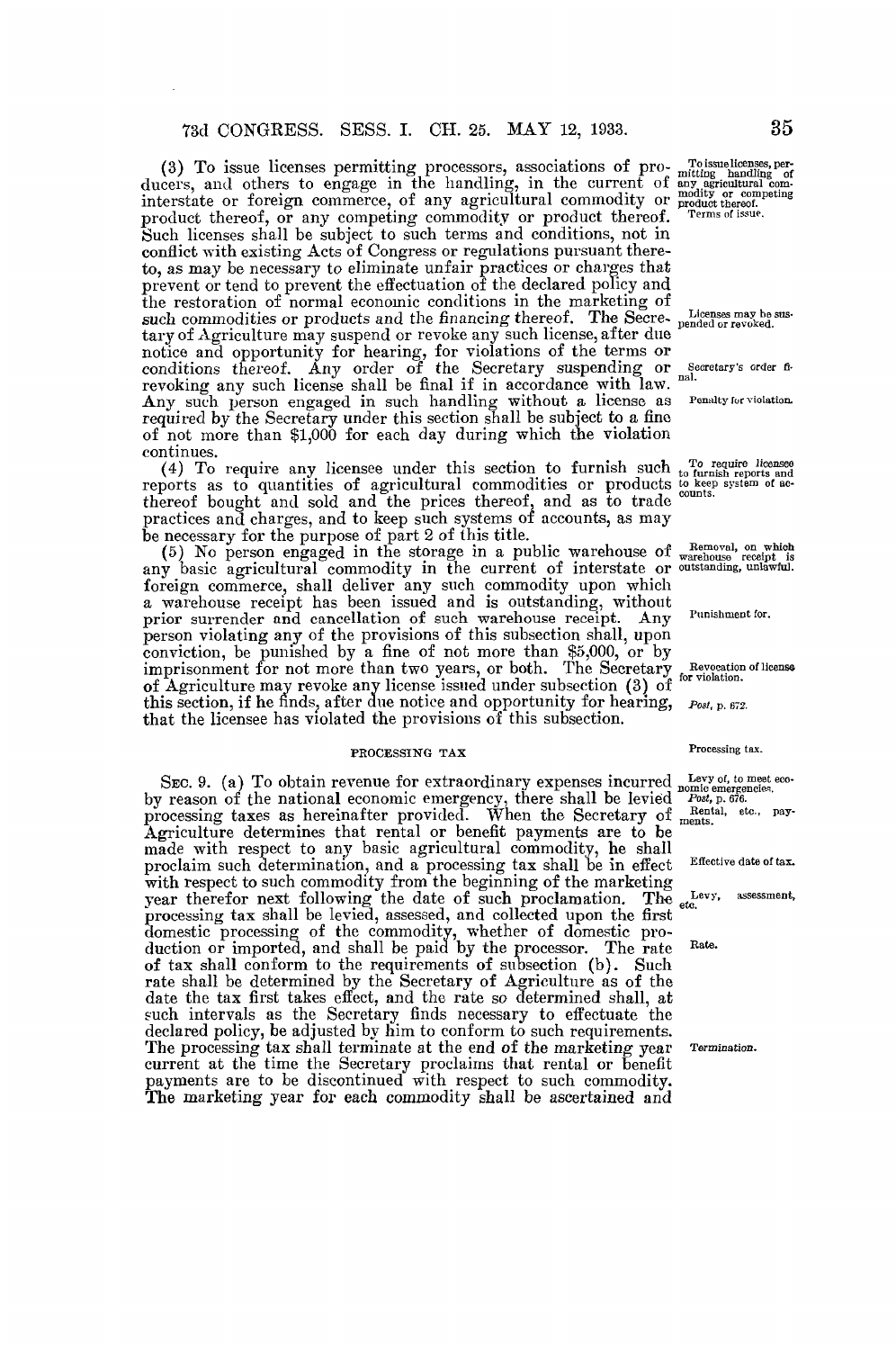(3) To issue licenses permitting processors, associations of producers, and others to engage in the handling, in the current of interstate or foreign commerce, of any agricultural commodity or product thereof, or any competing commodity or product thereof. Such licenses shall be subject to such terms and conditions, not in conflict with existing Acts of Congress or regulations pursuant thereto, as may be necessary to eliminate unfair practices or charges that prevent or tend to prevent the effectuation of the declared policy and the restoration of normal economic conditions in the marketing of such commodities or products and the financing thereof. The Secretary of Agriculture may suspend or revoke any such license, after due notice and opportunity for hearing, for violations of the terms or conditions thereof. Any order of the Secretary suspending or revoking any such license shall be final if in accordance with law. Any such person engaged in such handling without a license as required by the Secretary under this section shall be subject to a fine of not more than $1,000 for each day during which the violation continues.

To issue licenses, permitting handling of any agricultural commodity or competing product thereof.

Terms of issue.

Licenses may be suspended or revoked.

Secretary's order final.

Penalty for violation.

(4) To require any licensee under this section to furnish such reports as to quantities of agricultural commodities or products thereof bought and sold and the prices thereof, and as to trade practices and charges, and to keep such systems of accounts, as may be necessary for the purpose of part 2 of this title.

To require licensee to furnish reports and to keep system of accounts.

(5) No person engaged in the storage in a public warehouse of any basic agricultural commodity in the current of interstate or foreign commerce, shall deliver any such commodity upon which a warehouse receipt has been issued and is outstanding, without prior surrender and cancellation of such warehouse receipt. Any person violating any of the provisions of this subsection shall, upon conviction, be punished by a fine of not more than $5,000, or by imprisonment for not more than two years, or both. The Secretary of Agriculture may revoke any license issued under subsection (3) of this section, if he finds, after due notice and opportunity for hearing, that the licensee has violated the provisions of this subsection.

Removal, on which warehouse receipt is outstanding, unlawful.

Punishment for.

Revocation of license for violation.

*Post*, p. 672.

## PROCESSING TAX

Processing tax.

SEC. 9. (a) To obtain revenue for extraordinary expenses incurred by reason of the national economic emergency, there shall be levied processing taxes as hereinafter provided. When the Secretary of Agriculture determines that rental or benefit payments are to be made with respect to any basic agricultural commodity, he shall proclaim such determination, and a processing tax shall be in effect with respect to such commodity from the beginning of the marketing year therefor next following the date of such proclamation. The processing tax shall be levied, assessed, and collected upon the first domestic processing of the commodity, whether of domestic production or imported, and shall be paid by the processor. The rate of tax shall conform to the requirements of subsection (b). Such rate shall be determined by the Secretary of Agriculture as of the date the tax first takes effect, and the rate so determined shall, at such intervals as the Secretary finds necessary to effectuate the declared policy, be adjusted by him to conform to such requirements. The processing tax shall terminate at the end of the marketing year current at the time the Secretary proclaims that rental or benefit payments are to be discontinued with respect to such commodity. The marketing year for each commodity shall be ascertained and

Levy of, to meet economic emergencies.

*Post*, p. 676.

Rental, etc., payments.

Effective date of tax.

Levy, assessment, etc.

Rate.

Termination.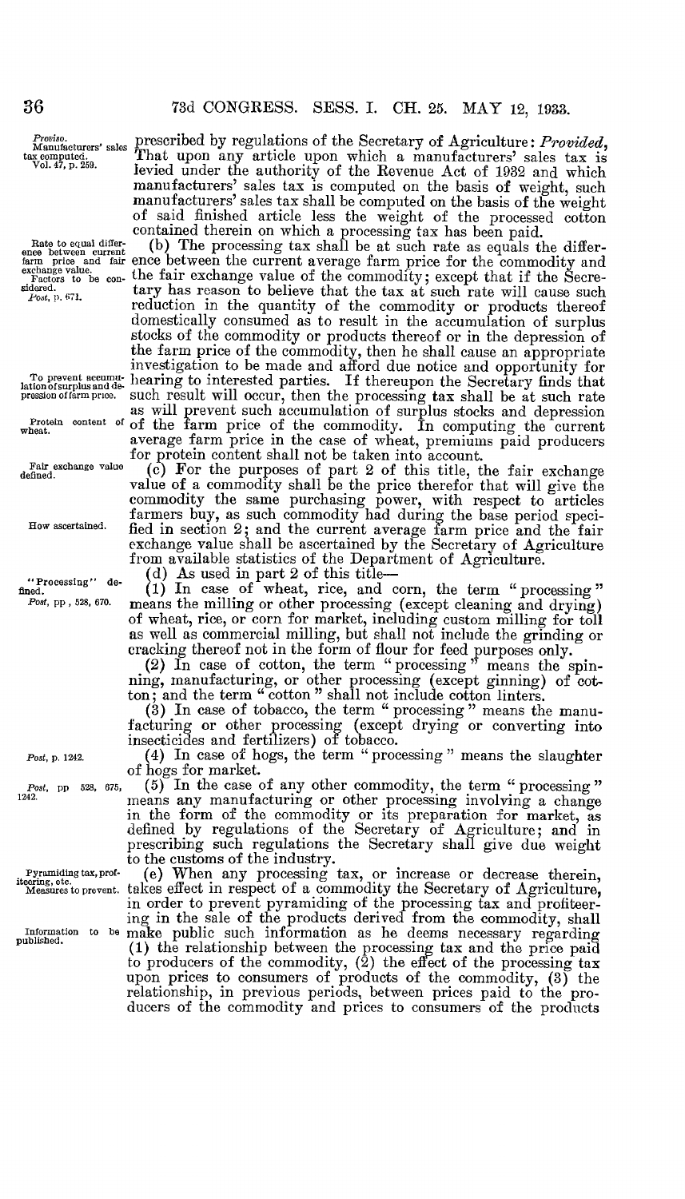prescribed by regulations of the Secretary of Agriculture: *Provided*, That upon any article upon which a manufacturers' sales tax is levied under the authority of the Revenue Act of 1932 and which manufacturers' sales tax is computed on the basis of weight, such manufacturers' sales tax shall be computed on the basis of the weight of said finished article less the weight of the processed cotton contained therein on which a processing tax has been paid.

*Proviso.* Manufacturers' sales tax computed. Vol. 47, p. 259.

(b) The processing tax shall be at such rate as equals the difference between the current average farm price for the commodity and the fair exchange value of the commodity; except that if the Secretary has reason to believe that the tax at such rate will cause such reduction in the quantity of the commodity or products thereof domestically consumed as to result in the accumulation of surplus stocks of the commodity or products thereof or in the depression of the farm price of the commodity, then he shall cause an appropriate investigation to be made and afford due notice and opportunity for hearing to interested parties. If thereupon the Secretary finds that such result will occur, then the processing tax shall be at such rate as will prevent such accumulation of surplus stocks and depression of the farm price of the commodity. In computing the current average farm price in the case of wheat, premiums paid producers for protein content shall not be taken into account.

Rate to equal difference between current farm price and fair exchange value. Factors to be considered. *Post*, p. 671.

To prevent accumulation of surplus and depression of farm price.

Protein content of wheat.

(c) For the purposes of part 2 of this title, the fair exchange value of a commodity shall be the price therefor that will give the commodity the same purchasing power, with respect to articles farmers buy, as such commodity had during the base period specified in section 2; and the current average farm price and the fair exchange value shall be ascertained by the Secretary of Agriculture from available statistics of the Department of Agriculture.

Fair exchange value defined.

How ascertained.

(d) As used in part 2 of this title—

"Processing" defined. *Post*, pp. 528, 670.

(1) In case of wheat, rice, and corn, the term "processing" means the milling or other processing (except cleaning and drying) of wheat, rice, or corn for market, including custom milling for toll as well as commercial milling, but shall not include the grinding or cracking thereof not in the form of flour for feed purposes only.

(2) In case of cotton, the term "processing" means the spinning, manufacturing, or other processing (except ginning) of cotton; and the term "cotton" shall not include cotton linters.

(3) In case of tobacco, the term "processing" means the manufacturing or other processing (except drying or converting into insecticides and fertilizers) of tobacco.

*Post*, p. 1242.

(4) In case of hogs, the term "processing" means the slaughter of hogs for market.

*Post*, pp. 528, 675, 1242.

(5) In the case of any other commodity, the term "processing" means any manufacturing or other processing involving a change in the form of the commodity or its preparation for market, as defined by regulations of the Secretary of Agriculture; and in prescribing such regulations the Secretary shall give due weight to the customs of the industry.

Pyramiding tax, profiteering, etc. Measures to prevent.

Information to be published.

(e) When any processing tax, or increase or decrease therein, takes effect in respect of a commodity the Secretary of Agriculture, in order to prevent pyramiding of the processing tax and profiteering in the sale of the products derived from the commodity, shall make public such information as he deems necessary regarding (1) the relationship between the processing tax and the price paid to producers of the commodity, (2) the effect of the processing tax upon prices to consumers of products of the commodity, (3) the relationship, in previous periods, between prices paid to the producers of the commodity and prices to consumers of the products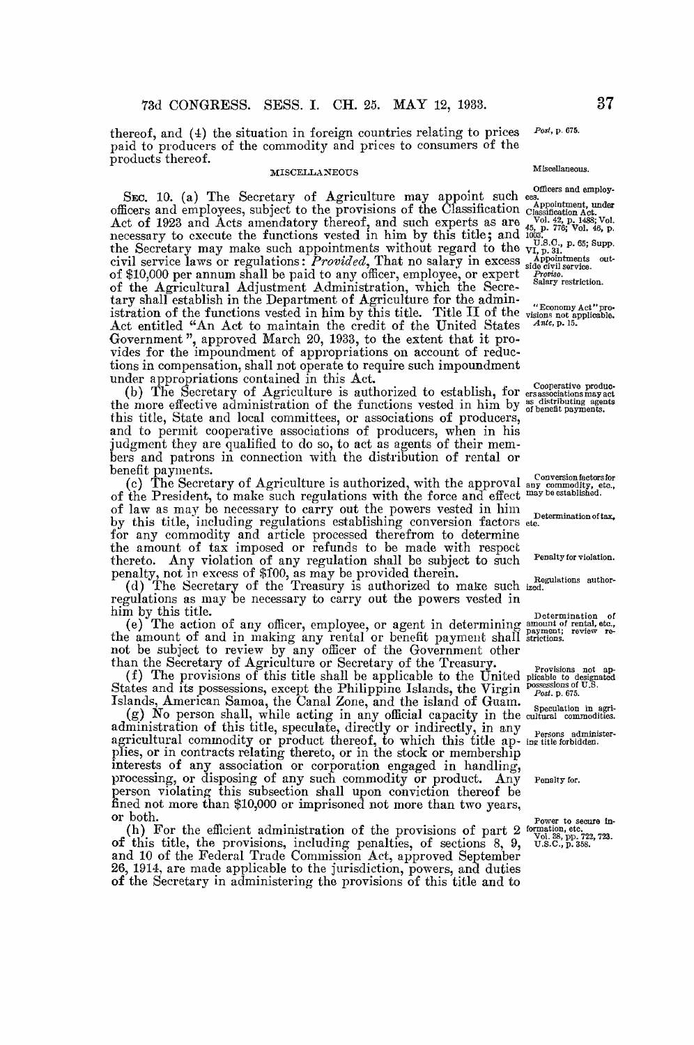thereof, and (4) the situation in foreign countries relating to prices paid to producers of the commodity and prices to consumers of the products thereof.

Post, p. 675.

### MISCELLANEOUS

Miscellaneous.

Officers and employees.

Appointment, under Classification Act. Vol. 42, p. 1488; Vol. 45, p. 776; Vol. 46, p. 1003. U.S.C., p. 65; Supp. VI, p. 31.

Appointments outside civil service.

*Proviso.* Salary restriction.

SEC. 10. (a) The Secretary of Agriculture may appoint such officers and employees, subject to the provisions of the Classification Act of 1923 and Acts amendatory thereof, and such experts as are necessary to execute the functions vested in him by this title; and the Secretary may make such appointments without regard to the civil service laws or regulations: *Provided*, That no salary in excess of $10,000 per annum shall be paid to any officer, employee, or expert of the Agricultural Adjustment Administration, which the Secretary shall establish in the Department of Agriculture for the administration of the functions vested in him by this title. Title II of the Act entitled "An Act to maintain the credit of the United States Government", approved March 20, 1933, to the extent that it provides for the impoundment of appropriations on account of reductions in compensation, shall not operate to require such impoundment under appropriations contained in this Act.

"Economy Act" provisions not applicable. *Ante*, p. 15.

Cooperative producers associations may act as distributing agents of benefit payments.

(b) The Secretary of Agriculture is authorized to establish, for the more effective administration of the functions vested in him by this title, State and local committees, or associations of producers, and to permit cooperative associations of producers, when in his judgment they are qualified to do so, to act as agents of their members and patrons in connection with the distribution of rental or benefit payments.

Conversion factors for any commodity, etc., may be established.

Determination of tax, etc.

(c) The Secretary of Agriculture is authorized, with the approval of the President, to make such regulations with the force and effect of law as may be necessary to carry out the powers vested in him by this title, including regulations establishing conversion factors for any commodity and article processed therefrom to determine the amount of tax imposed or refunds to be made with respect thereto. Any violation of any regulation shall be subject to such penalty, not in excess of $100, as may be provided therein.

Penalty for violation.

Regulations authorized.

(d) The Secretary of the Treasury is authorized to make such regulations as may be necessary to carry out the powers vested in him by this title.

Determination of amount of rental, etc., payment; review restrictions.

(e) The action of any officer, employee, or agent in determining the amount of and in making any rental or benefit payment shall not be subject to review by any officer of the Government other than the Secretary of Agriculture or Secretary of the Treasury.

Provisions not applicable to designated possessions of U.S. *Post*, p. 675.

(f) The provisions of this title shall be applicable to the United States and its possessions, except the Philippine Islands, the Virgin Islands, American Samoa, the Canal Zone, and the island of Guam.

Speculation in agricultural commodities.

Persons administering title forbidden.

(g) No person shall, while acting in any official capacity in the administration of this title, speculate, directly or indirectly, in any agricultural commodity or product thereof, to which this title applies, or in contracts relating thereto, or in the stock or membership interests of any association or corporation engaged in handling, processing, or disposing of any such commodity or product. Any person violating this subsection shall upon conviction thereof be fined not more than $10,000 or imprisoned not more than two years, or both.

Penalty for.

Power to secure information, etc. Vol. 38, pp. 722, 723. U.S.C., p. 358.

(h) For the efficient administration of the provisions of part 2 of this title, the provisions, including penalties, of sections 8, 9, and 10 of the Federal Trade Commission Act, approved September 26, 1914, are made applicable to the jurisdiction, powers, and duties of the Secretary in administering the provisions of this title and to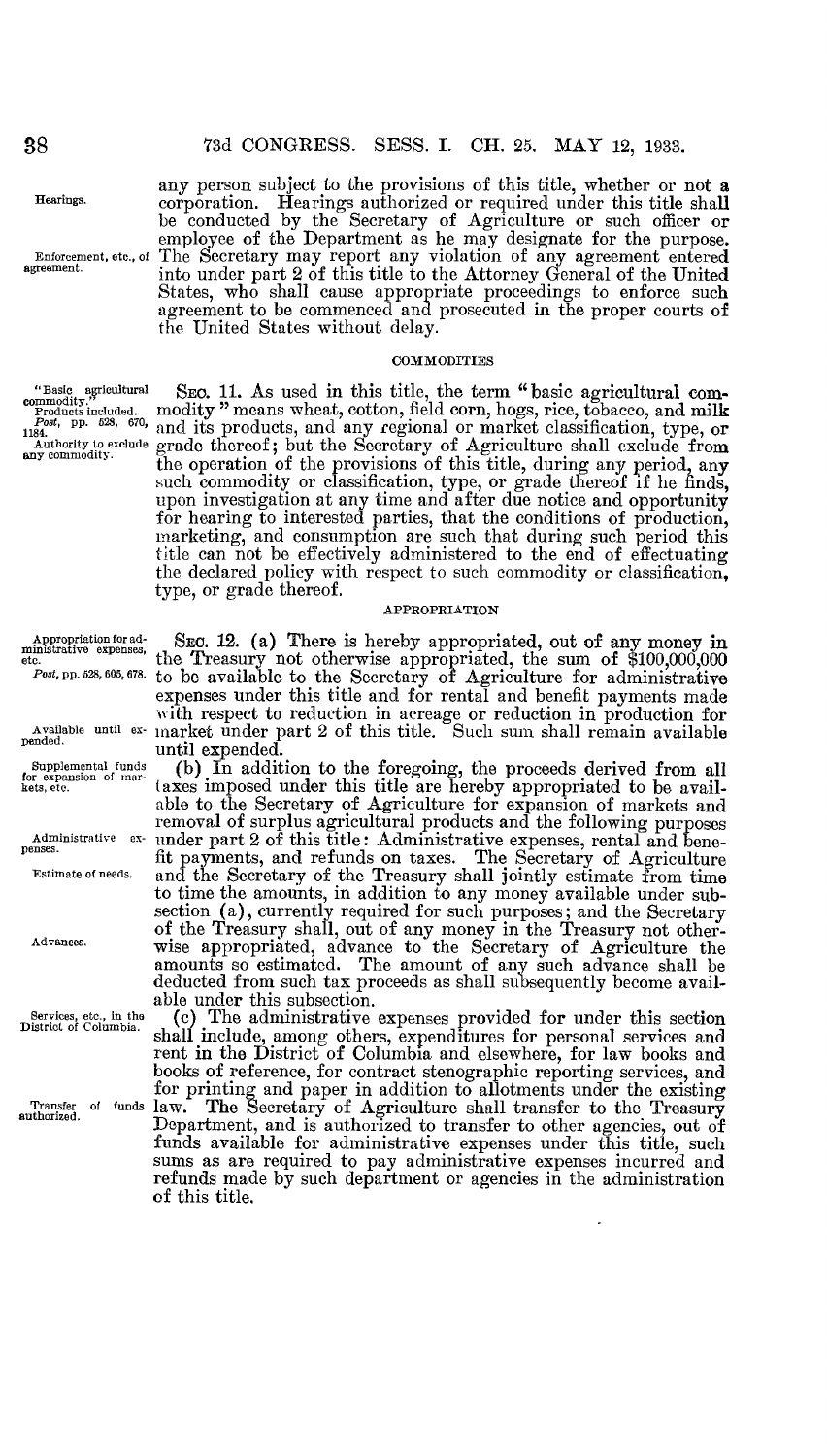any person subject to the provisions of this title, whether or not a corporation. Hearings authorized or required under this title shall be conducted by the Secretary of Agriculture or such officer or employee of the Department as he may designate for the purpose. The Secretary may report any violation of any agreement entered into under part 2 of this title to the Attorney General of the United States, who shall cause appropriate proceedings to enforce such agreement to be commenced and prosecuted in the proper courts of the United States without delay.

Hearings.

Enforcement, etc., of agreement.

## COMMODITIES

"Basic agricultural commodity." Products included. *Post*, pp. 528, 670, 1184. Authority to exclude any commodity.

SEC. 11. As used in this title, the term "basic agricultural commodity" means wheat, cotton, field corn, hogs, rice, tobacco, and milk and its products, and any regional or market classification, type, or grade thereof; but the Secretary of Agriculture shall exclude from the operation of the provisions of this title, during any period, any such commodity or classification, type, or grade thereof if he finds, upon investigation at any time and after due notice and opportunity for hearing to interested parties, that the conditions of production, marketing, and consumption are such that during such period this title can not be effectively administered to the end of effectuating the declared policy with respect to such commodity or classification, type, or grade thereof.

## APPROPRIATION

Appropriation for administrative expenses, etc. *Post*, pp. 528, 605, 678.

SEC. 12. (a) There is hereby appropriated, out of any money in the Treasury not otherwise appropriated, the sum of $100,000,000 to be available to the Secretary of Agriculture for administrative expenses under this title and for rental and benefit payments made with respect to reduction in acreage or reduction in production for market under part 2 of this title. Such sum shall remain available until expended.

Available until expended.

Supplemental funds for expansion of markets, etc.

(b) In addition to the foregoing, the proceeds derived from all taxes imposed under this title are hereby appropriated to be available to the Secretary of Agriculture for expansion of markets and removal of surplus agricultural products and the following purposes under part 2 of this title: Administrative expenses, rental and benefit payments, and refunds on taxes. The Secretary of Agriculture and the Secretary of the Treasury shall jointly estimate from time to time the amounts, in addition to any money available under subsection (a), currently required for such purposes; and the Secretary of the Treasury shall, out of any money in the Treasury not otherwise appropriated, advance to the Secretary of Agriculture the amounts so estimated. The amount of any such advance shall be deducted from such tax proceeds as shall subsequently become available under this subsection.

Administrative expenses.

Estimate of needs.

Advances.

Services, etc., in the District of Columbia.

(c) The administrative expenses provided for under this section shall include, among others, expenditures for personal services and rent in the District of Columbia and elsewhere, for law books and books of reference, for contract stenographic reporting services, and for printing and paper in addition to allotments under the existing law. The Secretary of Agriculture shall transfer to the Treasury Department, and is authorized to transfer to other agencies, out of funds available for administrative expenses under this title, such sums as are required to pay administrative expenses incurred and refunds made by such department or agencies in the administration of this title.

Transfer of funds authorized.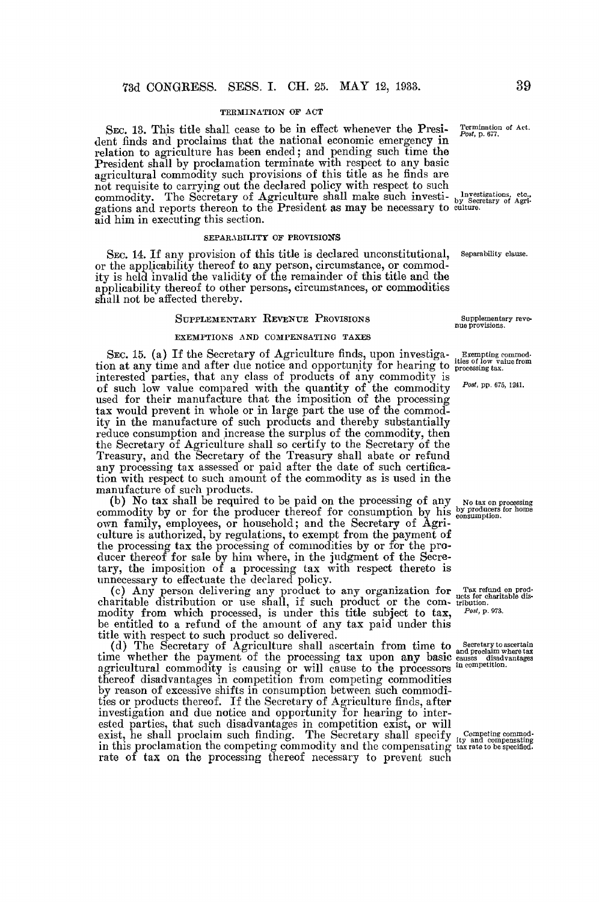TERMINATION OF ACT

SEC. 13. This title shall cease to be in effect whenever the President finds and proclaims that the national economic emergency in relation to agriculture has been ended; and pending such time the President shall by proclamation terminate with respect to any basic agricultural commodity such provisions of this title as he finds are not requisite to carrying out the declared policy with respect to such commodity. The Secretary of Agriculture shall make such investigations and reports thereon to the President as may be necessary to aid him in executing this section.

Termination of Act. *Post*, p. 677.

Investigations, etc., by Secretary of Agriculture.

SEPARABILITY OF PROVISIONS

SEC. 14. If any provision of this title is declared unconstitutional, or the applicability thereof to any person, circumstance, or commodity is held invalid the validity of the remainder of this title and the applicability thereof to other persons, circumstances, or commodities shall not be affected thereby.

Separability clause.

SUPPLEMENTARY REVENUE PROVISIONS

Supplementary revenue provisions.

EXEMPTIONS AND COMPENSATING TAXES

SEC. 15. (a) If the Secretary of Agriculture finds, upon investigation at any time and after due notice and opportunity for hearing to interested parties, that any class of products of any commodity is of such low value compared with the quantity of the commodity used for their manufacture that the imposition of the processing tax would prevent in whole or in large part the use of the commodity in the manufacture of such products and thereby substantially reduce consumption and increase the surplus of the commodity, then the Secretary of Agriculture shall so certify to the Secretary of the Treasury, and the Secretary of the Treasury shall abate or refund any processing tax assessed or paid after the date of such certification with respect to such amount of the commodity as is used in the manufacture of such products.

Exempting commodities of low value from processing tax.

*Post*, pp. 675, 1241.

(b) No tax shall be required to be paid on the processing of any commodity by or for the producer thereof for consumption by his own family, employees, or household; and the Secretary of Agriculture is authorized, by regulations, to exempt from the payment of the processing tax the processing of commodities by or for the producer thereof for sale by him where, in the judgment of the Secretary, the imposition of a processing tax with respect thereto is unnecessary to effectuate the declared policy.

No tax on processing by producers for home consumption.

(c) Any person delivering any product to any organization for charitable distribution or use shall, if such product or the commodity from which processed, is under this title subject to tax, be entitled to a refund of the amount of any tax paid under this title with respect to such product so delivered.

Tax refund on products for charitable distribution.

*Post*, p. 973.

(d) The Secretary of Agriculture shall ascertain from time to time whether the payment of the processing tax upon any basic agricultural commodity is causing or will cause to the processors thereof disadvantages in competition from competing commodities by reason of excessive shifts in consumption between such commodities or products thereof. If the Secretary of Agriculture finds, after investigation and due notice and opportunity for hearing to interested parties, that such disadvantages in competition exist, or will exist, he shall proclaim such finding. The Secretary shall specify in this proclamation the competing commodity and the compensating rate of tax on the processing thereof necessary to prevent such

Secretary to ascertain and proclaim where tax causes disadvantages in competition.

Competing commodity and compensating tax rate to be specified.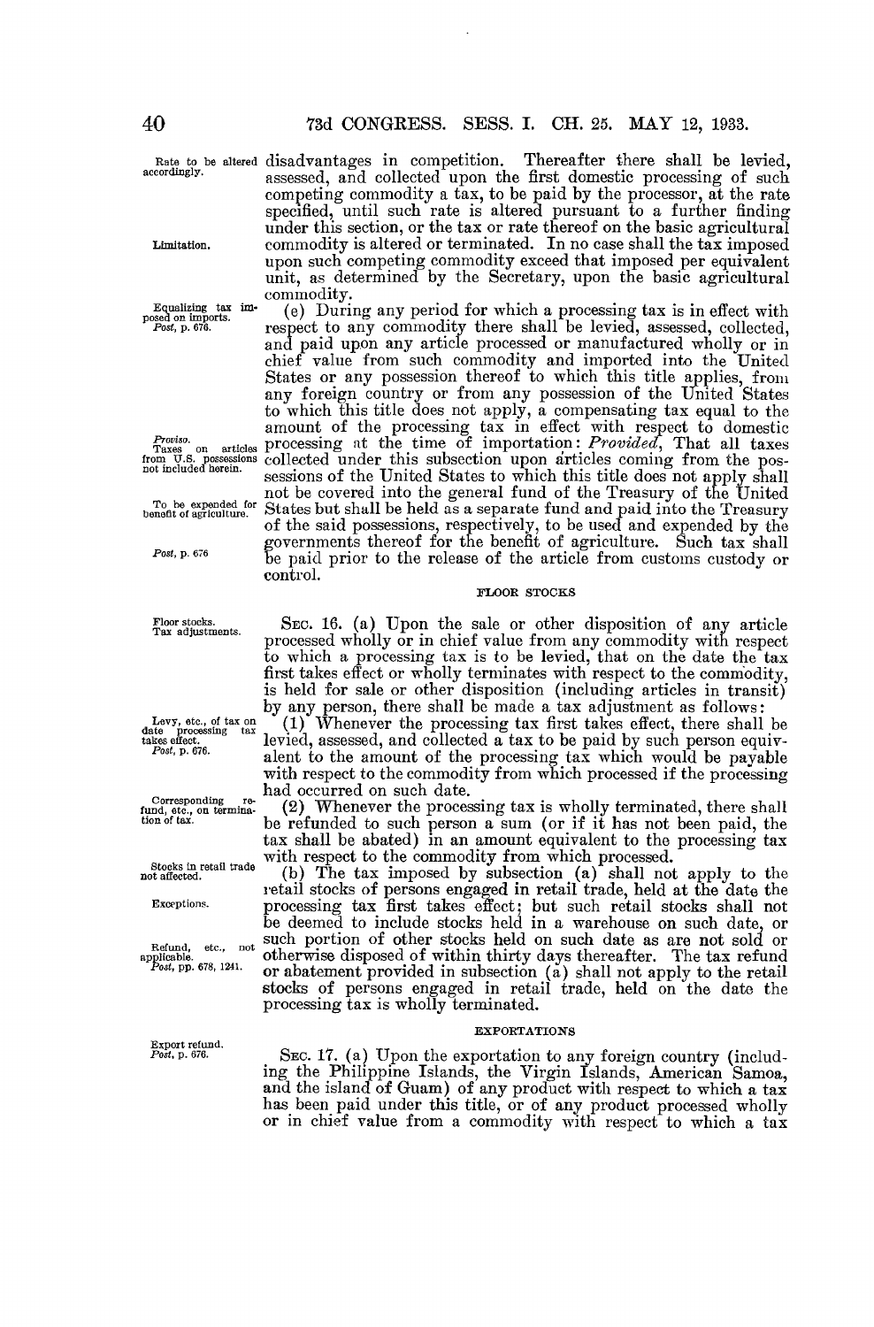disadvantages in competition. Thereafter there shall be levied, assessed, and collected upon the first domestic processing of such competing commodity a tax, to be paid by the processor, at the rate specified, until such rate is altered pursuant to a further finding under this section, or the tax or rate thereof on the basic agricultural commodity is altered or terminated. In no case shall the tax imposed upon such competing commodity exceed that imposed per equivalent unit, as determined by the Secretary, upon the basic agricultural commodity.

Rate to be altered accordingly.

Limitation.

(e) During any period for which a processing tax is in effect with respect to any commodity there shall be levied, assessed, collected, and paid upon any article processed or manufactured wholly or in chief value from such commodity and imported into the United States or any possession thereof to which this title applies, from any foreign country or from any possession of the United States to which this title does not apply, a compensating tax equal to the amount of the processing tax in effect with respect to domestic processing at the time of importation: *Provided*, That all taxes collected under this subsection upon articles coming from the possessions of the United States to which this title does not apply shall not be covered into the general fund of the Treasury of the United States but shall be held as a separate fund and paid into the Treasury of the said possessions, respectively, to be used and expended by the governments thereof for the benefit of agriculture. Such tax shall be paid prior to the release of the article from customs custody or control.

Equalizing tax imposed on imports. *Post*, p. 676.

*Proviso.* Taxes on articles from U.S. possessions not included herein.

To be expended for benefit of agriculture.

*Post*, p. 676

FLOOR STOCKS

Floor stocks. Tax adjustments.

SEC. 16. (a) Upon the sale or other disposition of any article processed wholly or in chief value from any commodity with respect to which a processing tax is to be levied, that on the date the tax first takes effect or wholly terminates with respect to the commodity, is held for sale or other disposition (including articles in transit) by any person, there shall be made a tax adjustment as follows:

Levy, etc., of tax on date processing tax takes effect. *Post*, p. 676.

(1) Whenever the processing tax first takes effect, there shall be levied, assessed, and collected a tax to be paid by such person equivalent to the amount of the processing tax which would be payable with respect to the commodity from which processed if the processing had occurred on such date.

Corresponding refund, etc., on termination of tax.

(2) Whenever the processing tax is wholly terminated, there shall be refunded to such person a sum (or if it has not been paid, the tax shall be abated) in an amount equivalent to the processing tax with respect to the commodity from which processed.

Stocks in retail trade not affected.

Exceptions.

Refund, etc., not applicable. *Post*, pp. 678, 1241.

(b) The tax imposed by subsection (a) shall not apply to the retail stocks of persons engaged in retail trade, held at the date the processing tax first takes effect; but such retail stocks shall not be deemed to include stocks held in a warehouse on such date, or such portion of other stocks held on such date as are not sold or otherwise disposed of within thirty days thereafter. The tax refund or abatement provided in subsection (a) shall not apply to the retail stocks of persons engaged in retail trade, held on the date the processing tax is wholly terminated.

EXPORTATIONS

Export refund. *Post*, p. 676.

SEC. 17. (a) Upon the exportation to any foreign country (including the Philippine Islands, the Virgin Islands, American Samoa, and the island of Guam) of any product with respect to which a tax has been paid under this title, or of any product processed wholly or in chief value from a commodity with respect to which a tax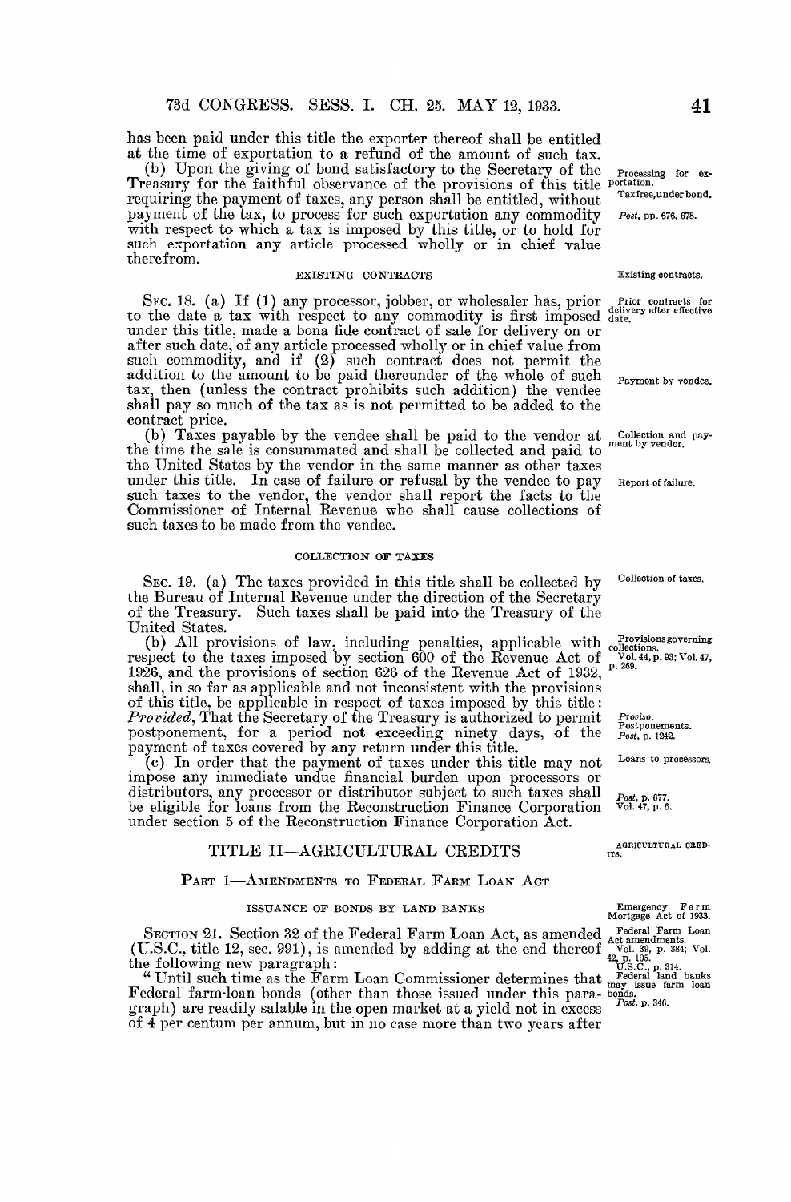has been paid under this title the exporter thereof shall be entitled at the time of exportation to a refund of the amount of such tax.

(b) Upon the giving of bond satisfactory to the Secretary of the Treasury for the faithful observance of the provisions of this title requiring the payment of taxes, any person shall be entitled, without payment of the tax, to process for such exportation any commodity with respect to which a tax is imposed by this title, or to hold for such exportation any article processed wholly or in chief value therefrom.

Processing for exportation.
Tax free, under bond.
*Post*, pp. 676, 678.

EXISTING CONTRACTS

Existing contracts.

SEC. 18. (a) If (1) any processor, jobber, or wholesaler has, prior to the date a tax with respect to any commodity is first imposed under this title, made a bona fide contract of sale for delivery on or after such date, of any article processed wholly or in chief value from such commodity, and if (2) such contract does not permit the addition to the amount to be paid thereunder of the whole of such tax, then (unless the contract prohibits such addition) the vendee shall pay so much of the tax as is not permitted to be added to the contract price.

Prior contracts for delivery after effective date.

Payment by vendee.

(b) Taxes payable by the vendee shall be paid to the vendor at the time the sale is consummated and shall be collected and paid to the United States by the vendor in the same manner as other taxes under this title. In case of failure or refusal by the vendee to pay such taxes to the vendor, the vendor shall report the facts to the Commissioner of Internal Revenue who shall cause collections of such taxes to be made from the vendee.

Collection and payment by vendor.

Report of failure.

COLLECTION OF TAXES

Collection of taxes.

SEC. 19. (a) The taxes provided in this title shall be collected by the Bureau of Internal Revenue under the direction of the Secretary of the Treasury. Such taxes shall be paid into the Treasury of the United States.

(b) All provisions of law, including penalties, applicable with respect to the taxes imposed by section 600 of the Revenue Act of 1926, and the provisions of section 626 of the Revenue Act of 1932, shall, in so far as applicable and not inconsistent with the provisions of this title, be applicable in respect of taxes imposed by this title: *Provided*, That the Secretary of the Treasury is authorized to permit postponement, for a period not exceeding ninety days, of the payment of taxes covered by any return under this title.

Provisions governing collections.
Vol. 44, p. 93; Vol. 47, p. 269.

*Proviso*.
Postponements.
*Post*, p. 1242.

(c) In order that the payment of taxes under this title may not impose any immediate undue financial burden upon processors or distributors, any processor or distributor subject to such taxes shall be eligible for loans from the Reconstruction Finance Corporation under section 5 of the Reconstruction Finance Corporation Act.

Loans to processors.

*Post*, p. 677.
Vol. 47, p. 6.

## TITLE II—AGRICULTURAL CREDITS

AGRICULTURAL CREDITS.

### PART 1—AMENDMENTS TO FEDERAL FARM LOAN ACT

ISSUANCE OF BONDS BY LAND BANKS

Emergency Farm Mortgage Act of 1933.

SECTION 21. Section 32 of the Federal Farm Loan Act, as amended (U.S.C., title 12, sec. 991), is amended by adding at the end thereof the following new paragraph:

Federal Farm Loan Act amendments.
Vol. 39, p. 384; Vol. 42, p. 105.
U.S.C., p. 314.

"Until such time as the Farm Loan Commissioner determines that Federal farm-loan bonds (other than those issued under this paragraph) are readily salable in the open market at a yield not in excess of 4 per centum per annum, but in no case more than two years after

Federal land banks may issue farm loan bonds.
*Post*, p. 346.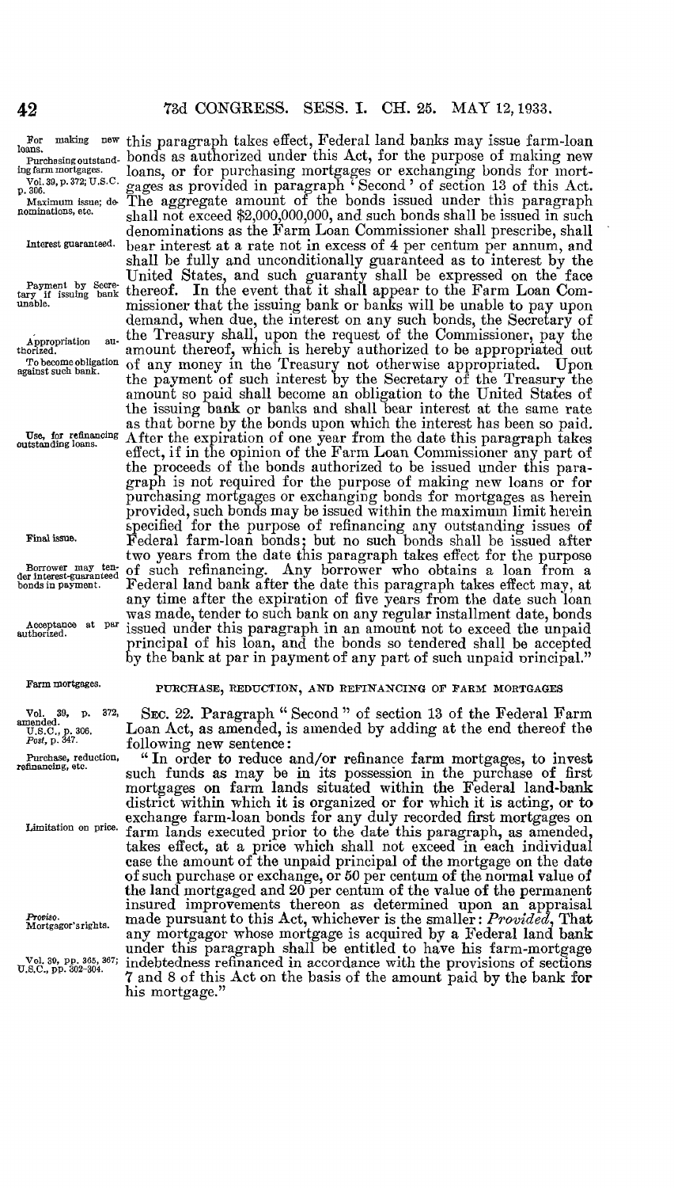this paragraph takes effect, Federal land banks may issue farm-loan bonds as authorized under this Act, for the purpose of making new loans, or for purchasing mortgages or exchanging bonds for mortgages as provided in paragraph 'Second' of section 13 of this Act. The aggregate amount of the bonds issued under this paragraph shall not exceed $2,000,000,000, and such bonds shall be issued in such denominations as the Farm Loan Commissioner shall prescribe, shall bear interest at a rate not in excess of 4 per centum per annum, and shall be fully and unconditionally guaranteed as to interest by the United States, and such guaranty shall be expressed on the face thereof. In the event that it shall appear to the Farm Loan Commissioner that the issuing bank or banks will be unable to pay upon demand, when due, the interest on any such bonds, the Secretary of the Treasury shall, upon the request of the Commissioner, pay the amount thereof, which is hereby authorized to be appropriated out of any money in the Treasury not otherwise appropriated. Upon the payment of such interest by the Secretary of the Treasury the amount so paid shall become an obligation to the United States of the issuing bank or banks and shall bear interest at the same rate as that borne by the bonds upon which the interest has been so paid. After the expiration of one year from the date this paragraph takes effect, if in the opinion of the Farm Loan Commissioner any part of the proceeds of the bonds authorized to be issued under this paragraph is not required for the purpose of making new loans or for purchasing mortgages or exchanging bonds for mortgages as herein provided, such bonds may be issued within the maximum limit herein specified for the purpose of refinancing any outstanding issues of Federal farm-loan bonds; but no such bonds shall be issued after two years from the date this paragraph takes effect for the purpose of such refinancing. Any borrower who obtains a loan from a Federal land bank after the date this paragraph takes effect may, at any time after the expiration of five years from the date such loan was made, tender to such bank on any regular installment date, bonds issued under this paragraph in an amount not to exceed the unpaid principal of his loan, and the bonds so tendered shall be accepted by the bank at par in payment of any part of such unpaid principal."

For making new loans.
Purchasing outstanding farm mortgages.
Vol. 39, p. 372; U.S.C. p. 306.
Maximum issue; denominations, etc.
Interest guaranteed.
Payment by Secretary if issuing bank unable.
Appropriation authorized.
To become obligation against such bank.
Use, for refinancing outstanding loans.
Final issue.
Borrower may tender interest-guaranteed bonds in payment.
Acceptance at par authorized.

## PURCHASE, REDUCTION, AND REFINANCING OF FARM MORTGAGES

Farm mortgages.

Vol. 39, p. 372, amended.
U.S.C., p. 306.
*Post*, p. 347.

SEC. 22. Paragraph "Second" of section 13 of the Federal Farm Loan Act, as amended, is amended by adding at the end thereof the following new sentence:

Purchase, reduction, refinancing, etc.

"In order to reduce and/or refinance farm mortgages, to invest such funds as may be in its possession in the purchase of first mortgages on farm lands situated within the Federal land-bank district within which it is organized or for which it is acting, or to exchange farm-loan bonds for any duly recorded first mortgages on farm lands executed prior to the date this paragraph, as amended, takes effect, at a price which shall not exceed in each individual case the amount of the unpaid principal of the mortgage on the date of such purchase or exchange, or 50 per centum of the normal value of the land mortgaged and 20 per centum of the value of the permanent insured improvements thereon as determined upon an appraisal made pursuant to this Act, whichever is the smaller: *Provided*, That any mortgagor whose mortgage is acquired by a Federal land bank under this paragraph shall be entitled to have his farm-mortgage indebtedness refinanced in accordance with the provisions of sections 7 and 8 of this Act on the basis of the amount paid by the bank for his mortgage."

Limitation on price.
*Proviso*. Mortgagor's rights.
Vol. 39, pp. 365, 367; U.S.C., pp. 302–304.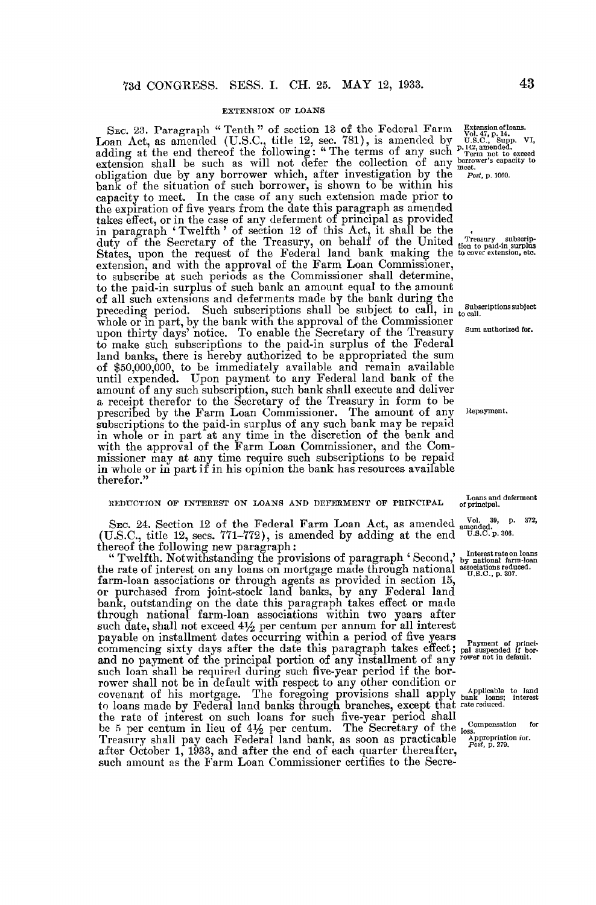EXTENSION OF LOANS

SEC. 23. Paragraph "Tenth" of section 13 of the Federal Farm Loan Act, as amended (U.S.C., title 12, sec. 781), is amended by adding at the end thereof the following: "The terms of any such extension shall be such as will not defer the collection of any obligation due by any borrower which, after investigation by the bank of the situation of such borrower, is shown to be within his capacity to meet. In the case of any such extension made prior to the expiration of five years from the date this paragraph as amended takes effect, or in the case of any deferment of principal as provided in paragraph 'Twelfth' of section 12 of this Act, it shall be the duty of the Secretary of the Treasury, on behalf of the United States, upon the request of the Federal land bank making the extension, and with the approval of the Farm Loan Commissioner, to subscribe at such periods as the Commissioner shall determine, to the paid-in surplus of such bank an amount equal to the amount of all such extensions and deferments made by the bank during the preceding period. Such subscriptions shall be subject to call, in whole or in part, by the bank with the approval of the Commissioner upon thirty days' notice. To enable the Secretary of the Treasury to make such subscriptions to the paid-in surplus of the Federal land banks, there is hereby authorized to be appropriated the sum of $50,000,000, to be immediately available and remain available until expended. Upon payment to any Federal land bank of the amount of any such subscription, such bank shall execute and deliver a receipt therefor to the Secretary of the Treasury in form to be prescribed by the Farm Loan Commissioner. The amount of any subscriptions to the paid-in surplus of any such bank may be repaid in whole or in part at any time in the discretion of the bank and with the approval of the Farm Loan Commissioner, and the Commissioner may at any time require such subscriptions to be repaid in whole or in part if in his opinion the bank has resources available therefor."

Extension of loans. Vol. 47, p. 14. U.S.C., Supp. VI, p. 142, amended. Term not to exceed borrower's capacity to meet. *Post*, p. 1060.

Treasury subscription to paid-in surplus to cover extension, etc.

Subscriptions subject to call.

Sum authorized for.

Repayment.

REDUCTION OF INTEREST ON LOANS AND DEFERMENT OF PRINCIPAL

Loans and deferment of principal.

SEC. 24. Section 12 of the Federal Farm Loan Act, as amended (U.S.C., title 12, secs. 771–772), is amended by adding at the end thereof the following new paragraph:

Vol. 39, p. 372, amended. U.S.C. p. 306.

"Twelfth. Notwithstanding the provisions of paragraph 'Second,' the rate of interest on any loans on mortgage made through national farm-loan associations or through agents as provided in section 15, or purchased from joint-stock land banks, by any Federal land bank, outstanding on the date this paragraph takes effect or made through national farm-loan associations within two years after such date, shall not exceed 4½ per centum per annum for all interest payable on installment dates occurring within a period of five years commencing sixty days after the date this paragraph takes effect; and no payment of the principal portion of any installment of any such loan shall be required during such five-year period if the borrower shall not be in default with respect to any other condition or covenant of his mortgage. The foregoing provisions shall apply to loans made by Federal land banks through branches, except that the rate of interest on such loans for such five-year period shall be 5 per centum in lieu of 4½ per centum. The Secretary of the Treasury shall pay each Federal land bank, as soon as practicable after October 1, 1933, and after the end of each quarter thereafter, such amount as the Farm Loan Commissioner certifies to the Secre-

Interest rate on loans by national farm-loan associations reduced. U.S.C., p. 307.

Payment of principal suspended if borrower not in default.

Applicable to land bank loans; interest rate reduced.

Compensation for loss. Appropriation for. *Post*, p. 279.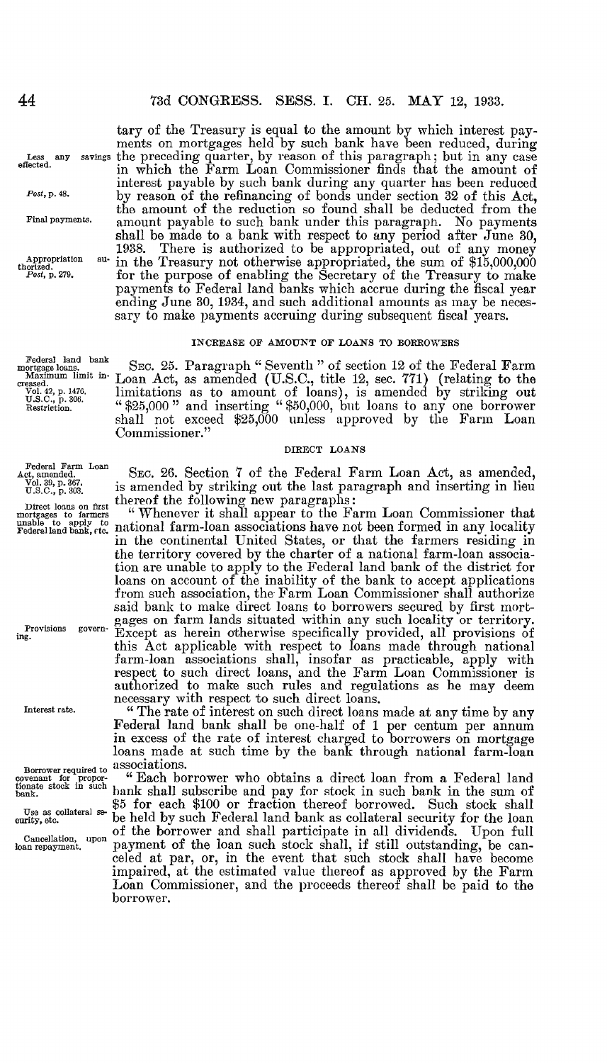tary of the Treasury is equal to the amount by which interest payments on mortgages held by such bank have been reduced, during the preceding quarter, by reason of this paragraph; but in any case in which the Farm Loan Commissioner finds that the amount of interest payable by such bank during any quarter has been reduced by reason of the refinancing of bonds under section 32 of this Act, the amount of the reduction so found shall be deducted from the amount payable to such bank under this paragraph. No payments shall be made to a bank with respect to any period after June 30, 1938. There is authorized to be appropriated, out of any money in the Treasury not otherwise appropriated, the sum of $15,000,000 for the purpose of enabling the Secretary of the Treasury to make payments to Federal land banks which accrue during the fiscal year ending June 30, 1934, and such additional amounts as may be necessary to make payments accruing during subsequent fiscal years.

Less any savings effected.

*Post*, p. 48.

Final payments.

Appropriation authorized.
*Post*, p. 279.

## INCREASE OF AMOUNT OF LOANS TO BORROWERS

Federal land bank mortgage loans.
Maximum limit increased.
Vol. 42, p. 1476.
U.S.C., p. 306.
Restriction.

SEC. 25. Paragraph "Seventh" of section 12 of the Federal Farm Loan Act, as amended (U.S.C., title 12, sec. 771) (relating to the limitations as to amount of loans), is amended by striking out "$25,000" and inserting "$50,000, but loans to any one borrower shall not exceed $25,000 unless approved by the Farm Loan Commissioner."

## DIRECT LOANS

Federal Farm Loan Act, amended.
Vol. 39, p. 367.
U.S.C., p. 303.

SEC. 26. Section 7 of the Federal Farm Loan Act, as amended, is amended by striking out the last paragraph and inserting in lieu thereof the following new paragraphs:

Direct loans on first mortgages to farmers unable to apply to Federal land bank, etc.

"Whenever it shall appear to the Farm Loan Commissioner that national farm-loan associations have not been formed in any locality in the continental United States, or that the farmers residing in the territory covered by the charter of a national farm-loan association are unable to apply to the Federal land bank of the district for loans on account of the inability of the bank to accept applications from such association, the Farm Loan Commissioner shall authorize said bank to make direct loans to borrowers secured by first mortgages on farm lands situated within any such locality or territory. Except as herein otherwise specifically provided, all provisions of this Act applicable with respect to loans made through national farm-loan associations shall, insofar as practicable, apply with respect to such direct loans, and the Farm Loan Commissioner is authorized to make such rules and regulations as he may deem necessary with respect to such direct loans.

Provisions governing.

Interest rate.

"The rate of interest on such direct loans made at any time by any Federal land bank shall be one-half of 1 per centum per annum in excess of the rate of interest charged to borrowers on mortgage loans made at such time by the bank through national farm-loan associations.

Borrower required to covenant for proportionate stock in such bank.

Use as collateral security, etc.

Cancellation, upon loan repayment.

"Each borrower who obtains a direct loan from a Federal land bank shall subscribe and pay for stock in such bank in the sum of $5 for each $100 or fraction thereof borrowed. Such stock shall be held by such Federal land bank as collateral security for the loan of the borrower and shall participate in all dividends. Upon full payment of the loan such stock shall, if still outstanding, be canceled at par, or, in the event that such stock shall have become impaired, at the estimated value thereof as approved by the Farm Loan Commissioner, and the proceeds thereof shall be paid to the borrower.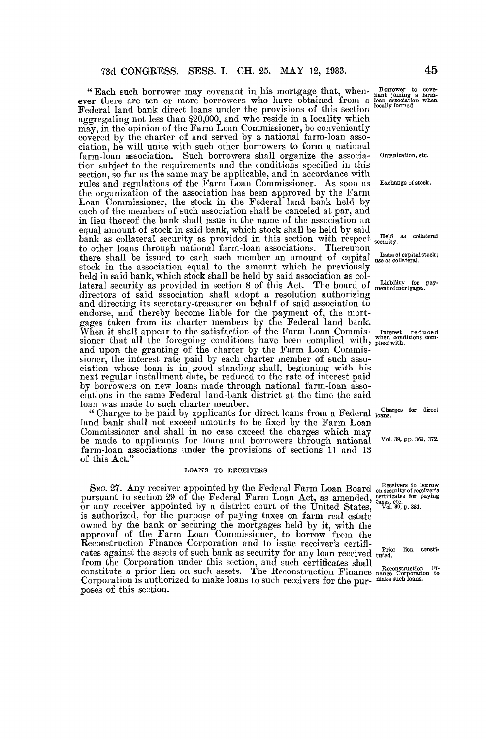"Each such borrower may covenant in his mortgage that, whenever there are ten or more borrowers who have obtained from a Federal land bank direct loans under the provisions of this section aggregating not less than $20,000, and who reside in a locality which may, in the opinion of the Farm Loan Commissioner, be conveniently covered by the charter of and served by a national farm-loan association, he will unite with such other borrowers to form a national farm-loan association. Such borrowers shall organize the association subject to the requirements and the conditions specified in this section, so far as the same may be applicable, and in accordance with rules and regulations of the Farm Loan Commissioner. As soon as the organization of the association has been approved by the Farm Loan Commissioner, the stock in the Federal land bank held by each of the members of such association shall be canceled at par, and in lieu thereof the bank shall issue in the name of the association an equal amount of stock in said bank, which stock shall be held by said bank as collateral security as provided in this section with respect to other loans through national farm-loan associations. Thereupon there shall be issued to each such member an amount of capital stock in the association equal to the amount which he previously held in said bank, which stock shall be held by said association as collateral security as provided in section 8 of this Act. The board of directors of said association shall adopt a resolution authorizing and directing its secretary-treasurer on behalf of said association to endorse, and thereby become liable for the payment of, the mortgages taken from its charter members by the Federal land bank. When it shall appear to the satisfaction of the Farm Loan Commissioner that all the foregoing conditions have been complied with, and upon the granting of the charter by the Farm Loan Commissioner, the interest rate paid by each charter member of such association whose loan is in good standing shall, beginning with his next regular installment date, be reduced to the rate of interest paid by borrowers on new loans made through national farm-loan associations in the same Federal land-bank district at the time the said loan was made to such charter member.

Borrower to covenant joining a farm-loan association when locally formed.

Organization, etc.

Exchange of stock.

Held as collateral security.

Issue of capital stock; use as collateral.

Liability for payment of mortgages.

Interest reduced when conditions complied with.

"Charges to be paid by applicants for direct loans from a Federal land bank shall not exceed amounts to be fixed by the Farm Loan Commissioner and shall in no case exceed the charges which may be made to applicants for loans and borrowers through national farm-loan associations under the provisions of sections 11 and 13 of this Act."

Charges for direct loans.

Vol. 39, pp. 369, 372.

LOANS TO RECEIVERS

SEC. 27. Any receiver appointed by the Federal Farm Loan Board pursuant to section 29 of the Federal Farm Loan Act, as amended, or any receiver appointed by a district court of the United States, is authorized, for the purpose of paying taxes on farm real estate owned by the bank or securing the mortgages held by it, with the approval of the Farm Loan Commissioner, to borrow from the Reconstruction Finance Corporation and to issue receiver's certificates against the assets of such bank as security for any loan received from the Corporation under this section, and such certificates shall constitute a prior lien on such assets. The Reconstruction Finance Corporation is authorized to make loans to such receivers for the purposes of this section.

Receivers to borrow on security of receiver's certificates for paying taxes, etc.

Vol. 39, p. 381.

Prior lien constituted.

Reconstruction Finance Corporation to make such loans.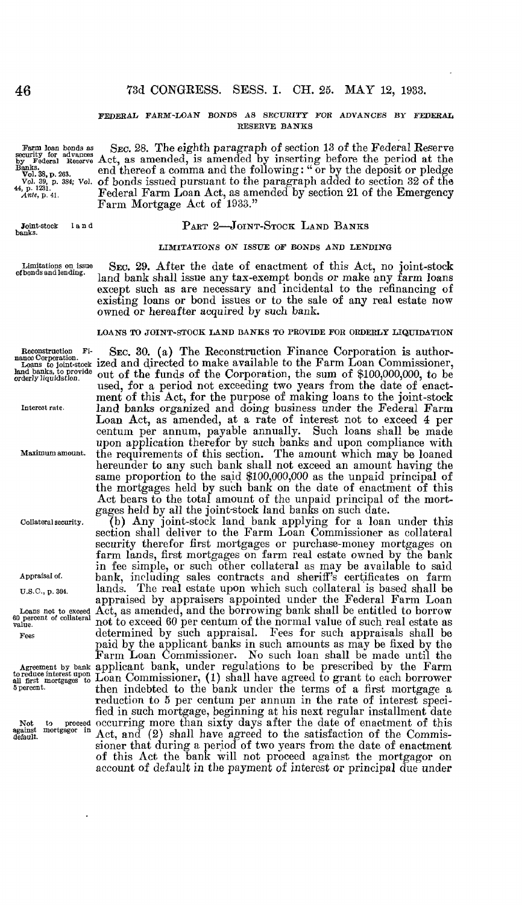FEDERAL FARM-LOAN BONDS AS SECURITY FOR ADVANCES BY FEDERAL RESERVE BANKS

Farm loan bonds as security for advances by Federal Reserve Banks. Vol. 38, p. 263. Vol. 39, p. 384; Vol. 44, p. 1231. Ante, p. 41.

SEC. 28. The eighth paragraph of section 13 of the Federal Reserve Act, as amended, is amended by inserting before the period at the end thereof a comma and the following: "or by the deposit or pledge of bonds issued pursuant to the paragraph added to section 32 of the Federal Farm Loan Act, as amended by section 21 of the Emergency Farm Mortgage Act of 1933."

Joint-stock land banks.

## PART 2—JOINT-STOCK LAND BANKS

LIMITATIONS ON ISSUE OF BONDS AND LENDING

Limitations on issue of bonds and lending.

SEC. 29. After the date of enactment of this Act, no joint-stock land bank shall issue any tax-exempt bonds or make any farm loans except such as are necessary and incidental to the refinancing of existing loans or bond issues or to the sale of any real estate now owned or hereafter acquired by such bank.

LOANS TO JOINT-STOCK LAND BANKS TO PROVIDE FOR ORDERLY LIQUIDATION

Reconstruction Finance Corporation. Loans to joint-stock land banks, to provide orderly liquidation.

SEC. 30. (a) The Reconstruction Finance Corporation is authorized and directed to make available to the Farm Loan Commissioner, out of the funds of the Corporation, the sum of $100,000,000, to be used, for a period not exceeding two years from the date of enactment of this Act, for the purpose of making loans to the joint-stock land banks organized and doing business under the Federal Farm Loan Act, as amended, at a rate of interest not to exceed 4 per centum per annum, payable annually. Such loans shall be made upon application therefor by such banks and upon compliance with the requirements of this section. The amount which may be loaned hereunder to any such bank shall not exceed an amount having the same proportion to the said $100,000,000 as the unpaid principal of the mortgages held by such bank on the date of enactment of this Act bears to the total amount of the unpaid principal of the mortgages held by all the joint-stock land banks on such date.

Interest rate.

Maximum amount.

Collateral security.

(b) Any joint-stock land bank applying for a loan under this section shall deliver to the Farm Loan Commissioner as collateral security therefor first mortgages or purchase-money mortgages on farm lands, first mortgages on farm real estate owned by the bank in fee simple, or such other collateral as may be available to said bank, including sales contracts and sheriff's certificates on farm lands. The real estate upon which such collateral is based shall be appraised by appraisers appointed under the Federal Farm Loan Act, as amended, and the borrowing bank shall be entitled to borrow not to exceed 60 per centum of the normal value of such real estate as determined by such appraisal. Fees for such appraisals shall be paid by the applicant banks in such amounts as may be fixed by the Farm Loan Commissioner. No such loan shall be made until the applicant bank, under regulations to be prescribed by the Farm Loan Commissioner, (1) shall have agreed to grant to each borrower then indebted to the bank under the terms of a first mortgage a reduction to 5 per centum per annum in the rate of interest specified in such mortgage, beginning at his next regular installment date occurring more than sixty days after the date of enactment of this Act, and (2) shall have agreed to the satisfaction of the Commissioner that during a period of two years from the date of enactment of this Act the bank will not proceed against the mortgagor on account of default in the payment of interest or principal due under

Appraisal of.

U.S.C., p. 304.

Loans not to exceed 60 percent of collateral value.

Fees

Agreement by bank to reduce interest upon all first mortgages to 5 percent.

Not to proceed against mortgagor in default.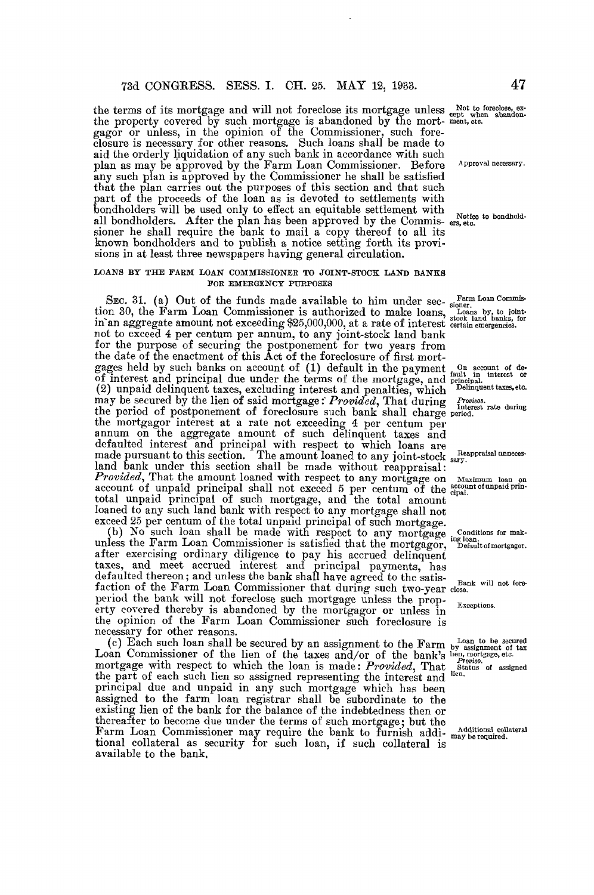the terms of its mortgage and will not foreclose its mortgage unless the property covered by such mortgage is abandoned by the mortgagor or unless, in the opinion of the Commissioner, such foreclosure is necessary for other reasons. Such loans shall be made to aid the orderly liquidation of any such bank in accordance with such plan as may be approved by the Farm Loan Commissioner. Before any such plan is approved by the Commissioner he shall be satisfied that the plan carries out the purposes of this section and that such part of the proceeds of the loan as is devoted to settlements with bondholders will be used only to effect an equitable settlement with all bondholders. After the plan has been approved by the Commissioner he shall require the bank to mail a copy thereof to all its known bondholders and to publish a notice setting forth its provisions in at least three newspapers having general circulation.

Not to foreclose, except when abandonment, etc.

Approval necessary.

Notice to bondholders, etc.

LOANS BY THE FARM LOAN COMMISSIONER TO JOINT-STOCK LAND BANKS FOR EMERGENCY PURPOSES

SEC. 31. (a) Out of the funds made available to him under section 30, the Farm Loan Commissioner is authorized to make loans, in an aggregate amount not exceeding $25,000,000, at a rate of interest not to exceed 4 per centum per annum, to any joint-stock land bank for the purpose of securing the postponement for two years from the date of the enactment of this Act of the foreclosure of first mortgages held by such banks on account of (1) default in the payment of interest and principal due under the terms of the mortgage, and (2) unpaid delinquent taxes, excluding interest and penalties, which may be secured by the lien of said mortgage: *Provided*, That during the period of postponement of foreclosure such bank shall charge the mortgagor interest at a rate not exceeding 4 per centum per annum on the aggregate amount of such delinquent taxes and defaulted interest and principal with respect to which loans are made pursuant to this section. The amount loaned to any joint-stock land bank under this section shall be made without reappraisal: *Provided*, That the amount loaned with respect to any mortgage on account of unpaid principal shall not exceed 5 per centum of the total unpaid principal of such mortgage, and the total amount loaned to any such land bank with respect to any mortgage shall not exceed 25 per centum of the total unpaid principal of such mortgage.

Farm Loan Commissioner.
Loans by, to joint-stock land banks, for certain emergencies.

On account of default in interest or principal.
Delinquent taxes, etc.

*Provisos.*
Interest rate during period.

Reappraisal unnecessary.

Maximum loan on account of unpaid principal.

(b) No such loan shall be made with respect to any mortgage unless the Farm Loan Commissioner is satisfied that the mortgagor, after exercising ordinary diligence to pay his accrued delinquent taxes, and meet accrued interest and principal payments, has defaulted thereon; and unless the bank shall have agreed to the satisfaction of the Farm Loan Commissioner that during such two-year period the bank will not foreclose such mortgage unless the property covered thereby is abandoned by the mortgagor or unless in the opinion of the Farm Loan Commissioner such foreclosure is necessary for other reasons.

Conditions for making loan.
Default of mortgagor.

Bank will not foreclose.

Exceptions.

(c) Each such loan shall be secured by an assignment to the Farm Loan Commissioner of the lien of the taxes and/or of the bank's mortgage with respect to which the loan is made: *Provided*, That the part of each such lien so assigned representing the interest and principal due and unpaid in any such mortgage which has been assigned to the farm loan registrar shall be subordinate to the existing lien of the bank for the balance of the indebtedness then or thereafter to become due under the terms of such mortgage; but the Farm Loan Commissioner may require the bank to furnish additional collateral as security for such loan, if such collateral is available to the bank.

Loan to be secured by assignment of tax lien, mortgage, etc.
*Proviso.*
Status of assigned lien.

Additional collateral may be required.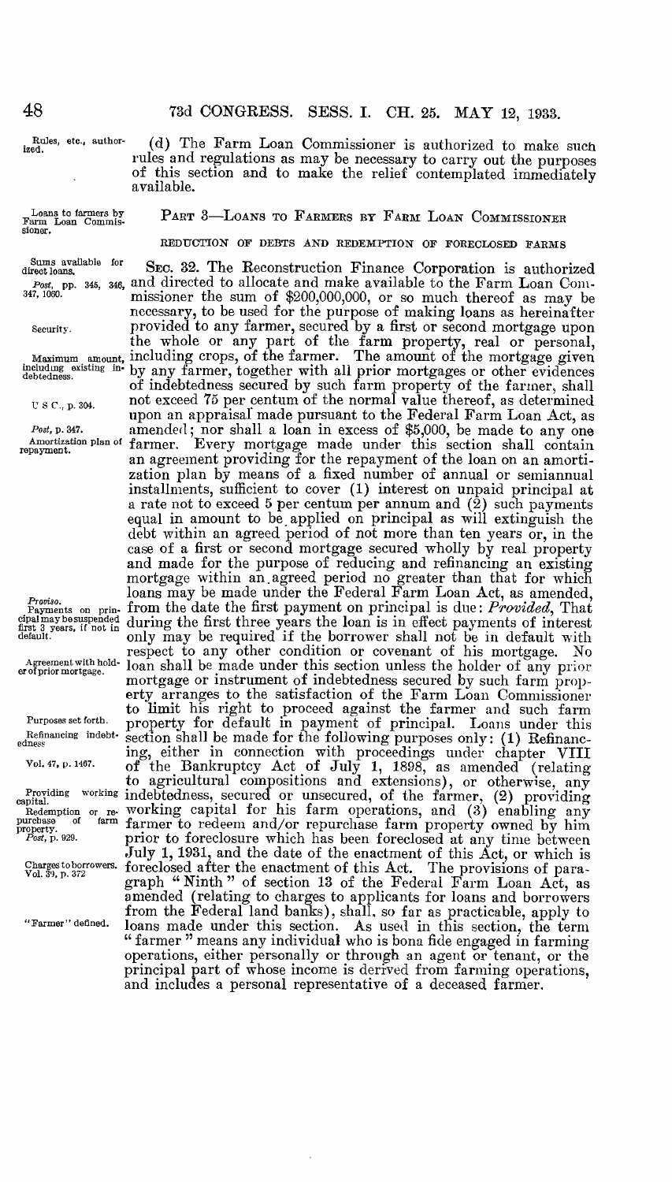Rules, etc., authorized.

(d) The Farm Loan Commissioner is authorized to make such rules and regulations as may be necessary to carry out the purposes of this section and to make the relief contemplated immediately available.

Loans to farmers by Farm Loan Commissioner.

## PART 3—LOANS TO FARMERS BY FARM LOAN COMMISSIONER

### REDUCTION OF DEBTS AND REDEMPTION OF FORECLOSED FARMS

Sums available for direct loans.
*Post*, pp. 345, 346, 347, 1060.

Security.

Maximum amount, including existing indebtedness.

U S C., p. 304.

*Post*, p. 347.
Amortization plan of repayment.

SEC. 32. The Reconstruction Finance Corporation is authorized and directed to allocate and make available to the Farm Loan Commissioner the sum of $200,000,000, or so much thereof as may be necessary, to be used for the purpose of making loans as hereinafter provided to any farmer, secured by a first or second mortgage upon the whole or any part of the farm property, real or personal, including crops, of the farmer. The amount of the mortgage given by any farmer, together with all prior mortgages or other evidences of indebtedness secured by such farm property of the farmer, shall not exceed 75 per centum of the normal value thereof, as determined upon an appraisal made pursuant to the Federal Farm Loan Act, as amended; nor shall a loan in excess of $5,000, be made to any one farmer. Every mortgage made under this section shall contain an agreement providing for the repayment of the loan on an amortization plan by means of a fixed number of annual or semiannual installments, sufficient to cover (1) interest on unpaid principal at a rate not to exceed 5 per centum per annum and (2) such payments equal in amount to be applied on principal as will extinguish the debt within an agreed period of not more than ten years or, in the case of a first or second mortgage secured wholly by real property and made for the purpose of reducing and refinancing an existing mortgage within an agreed period no greater than that for which loans may be made under the Federal Farm Loan Act, as amended, from the date the first payment on principal is due: *Provided*, That during the first three years the loan is in effect payments of interest only may be required if the borrower shall not be in default with respect to any other condition or covenant of his mortgage. No loan shall be made under this section unless the holder of any prior mortgage or instrument of indebtedness secured by such farm property arranges to the satisfaction of the Farm Loan Commissioner to limit his right to proceed against the farmer and such farm property for default in payment of principal. Loans under this section shall be made for the following purposes only: (1) Refinancing, either in connection with proceedings under chapter VIII of the Bankruptcy Act of July 1, 1898, as amended (relating to agricultural compositions and extensions), or otherwise, any indebtedness, secured or unsecured, of the farmer, (2) providing working capital for his farm operations, and (3) enabling any farmer to redeem and/or repurchase farm property owned by him prior to foreclosure which has been foreclosed at any time between July 1, 1931, and the date of the enactment of this Act, or which is foreclosed after the enactment of this Act. The provisions of paragraph "Ninth" of section 13 of the Federal Farm Loan Act, as amended (relating to charges to applicants for loans and borrowers from the Federal land banks), shall, so far as practicable, apply to loans made under this section. As used in this section, the term "farmer" means any individual who is bona fide engaged in farming operations, either personally or through an agent or tenant, or the principal part of whose income is derived from farming operations, and includes a personal representative of a deceased farmer.

*Proviso.*
Payments on principal may be suspended first 3 years, if not in default.

Agreement with holder of prior mortgage.

Purposes set forth.
Refinancing indebtedness.
Vol. 47, p. 1467.

Providing working capital.
Redemption or repurchase of farm property.
*Post*, p. 929.

Charges to borrowers.
Vol. 39, p. 372

"Farmer" defined.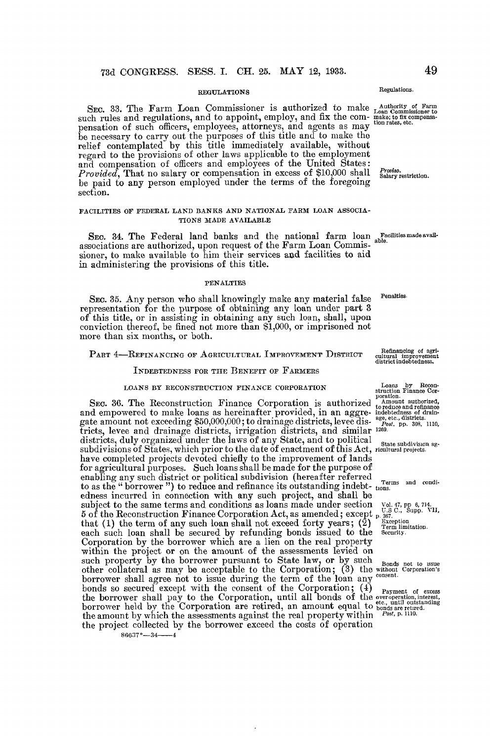REGULATIONS

Regulations.

SEC. 33. The Farm Loan Commissioner is authorized to make such rules and regulations, and to appoint, employ, and fix the compensation of such officers, employees, attorneys, and agents as may be necessary to carry out the purposes of this title and to make the relief contemplated by this title immediately available, without regard to the provisions of other laws applicable to the employment and compensation of officers and employees of the United States: *Provided*, That no salary or compensation in excess of $10,000 shall be paid to any person employed under the terms of the foregoing section.

Authority of Farm Loan Commissioner to make; to fix compensation rates, etc.

*Proviso.* Salary restriction.

FACILITIES OF FEDERAL LAND BANKS AND NATIONAL FARM LOAN ASSOCIATIONS MADE AVAILABLE

SEC. 34. The Federal land banks and the national farm loan associations are authorized, upon request of the Farm Loan Commissioner, to make available to him their services and facilities to aid in administering the provisions of this title.

Facilities made available.

PENALTIES

SEC. 35. Any person who shall knowingly make any material false representation for the purpose of obtaining any loan under part 3 of this title, or in assisting in obtaining any such loan, shall, upon conviction thereof, be fined not more than $1,000, or imprisoned not more than six months, or both.

Penalties.

PART 4—REFINANCING OF AGRICULTURAL IMPROVEMENT DISTRICT INDEBTEDNESS FOR THE BENEFIT OF FARMERS

Refinancing of agricultural improvement district indebtedness.

LOANS BY RECONSTRUCTION FINANCE CORPORATION

Loans by Reconstruction Finance Corporation.

SEC. 36. The Reconstruction Finance Corporation is authorized and empowered to make loans as hereinafter provided, in an aggregate amount not exceeding $50,000,000; to drainage districts, levee districts, levee and drainage districts, irrigation districts, and similar districts, duly organized under the laws of any State, and to political subdivisions of States, which prior to the date of enactment of this Act, have completed projects devoted chiefly to the improvement of lands for agricultural purposes. Such loans shall be made for the purpose of enabling any such district or political subdivision (hereafter referred to as the "borrower") to reduce and refinance its outstanding indebtedness incurred in connection with any such project, and shall be subject to the same terms and conditions as loans made under section 5 of the Reconstruction Finance Corporation Act, as amended; except that (1) the term of any such loan shall not exceed forty years; (2) each such loan shall be secured by refunding bonds issued to the Corporation by the borrower which are a lien on the real property within the project or on the amount of the assessments levied on such property by the borrower pursuant to State law, or by such other collateral as may be acceptable to the Corporation; (3) the borrower shall agree not to issue during the term of the loan any bonds so secured except with the consent of the Corporation; (4) the borrower shall pay to the Corporation, until all bonds of the borrower held by the Corporation are retired, an amount equal to the amount by which the assessments against the real property within the project collected by the borrower exceed the costs of operation

Amount authorized, to reduce and refinance indebtedness of drainage, etc., districts. *Post*, pp. 308, 1110, 1269.

State subdivision agricultural projects.

Terms and conditions.

Vol. 47, pp. 6, 714. U.S.C., Supp. VII, p. 267.

Exception. Term limitation. Security.

Bonds not to issue without Corporation's consent.

Payment of excess overoperation, interest, etc., until outstanding bonds are retired. *Post*, p. 1110.

86637°—34——4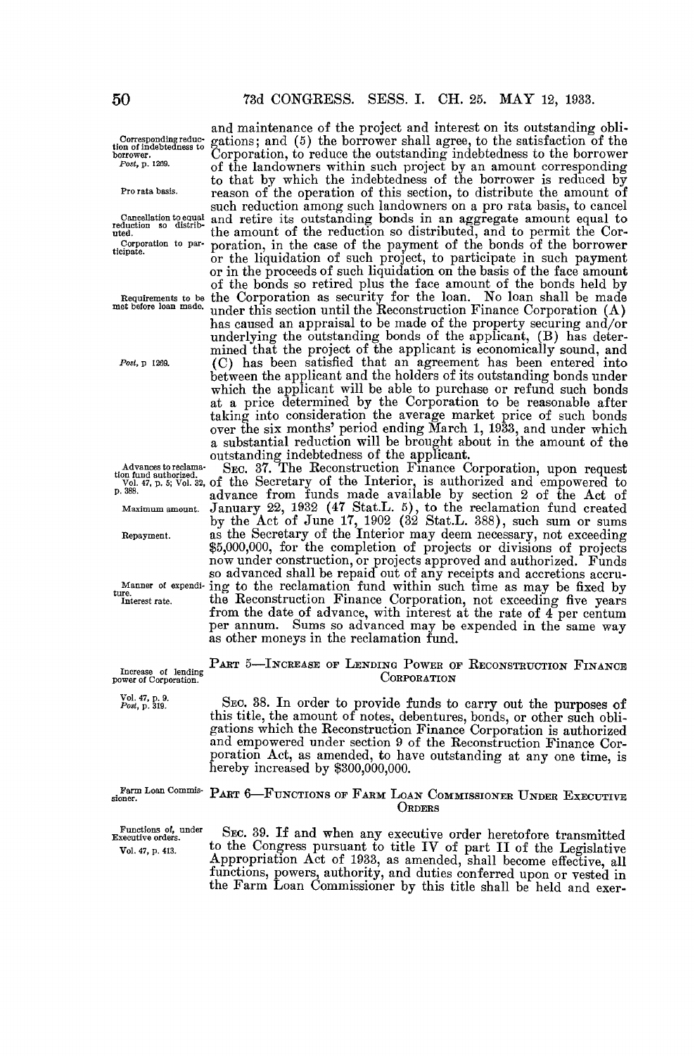and maintenance of the project and interest on its outstanding obligations; and (5) the borrower shall agree, to the satisfaction of the Corporation, to reduce the outstanding indebtedness to the borrower of the landowners within such project by an amount corresponding to that by which the indebtedness of the borrower is reduced by reason of the operation of this section, to distribute the amount of such reduction among such landowners on a pro rata basis, to cancel and retire its outstanding bonds in an aggregate amount equal to the amount of the reduction so distributed, and to permit the Corporation, in the case of the payment of the bonds of the borrower or the liquidation of such project, to participate in such payment or in the proceeds of such liquidation on the basis of the face amount of the bonds so retired plus the face amount of the bonds held by the Corporation as security for the loan. No loan shall be made under this section until the Reconstruction Finance Corporation (A) has caused an appraisal to be made of the property securing and/or underlying the outstanding bonds of the applicant, (B) has determined that the project of the applicant is economically sound, and (C) has been satisfied that an agreement has been entered into between the applicant and the holders of its outstanding bonds under which the applicant will be able to purchase or refund such bonds at a price determined by the Corporation to be reasonable after taking into consideration the average market price of such bonds over the six months' period ending March 1, 1933, and under which a substantial reduction will be brought about in the amount of the outstanding indebtedness of the applicant.

Corresponding reduction of indebtedness to borrower.
*Post*, p. 1269.

Pro rata basis.

Cancellation to equal reduction so distributed.

Corporation to participate.

Requirements to be met before loan made.

*Post*, p 1269.

SEC. 37. The Reconstruction Finance Corporation, upon request of the Secretary of the Interior, is authorized and empowered to advance from funds made available by section 2 of the Act of January 22, 1932 (47 Stat.L. 5), to the reclamation fund created by the Act of June 17, 1902 (32 Stat.L. 388), such sum or sums as the Secretary of the Interior may deem necessary, not exceeding $5,000,000, for the completion of projects or divisions of projects now under construction, or projects approved and authorized. Funds so advanced shall be repaid out of any receipts and accretions accruing to the reclamation fund within such time as may be fixed by the Reconstruction Finance Corporation, not exceeding five years from the date of advance, with interest at the rate of 4 per centum per annum. Sums so advanced may be expended in the same way as other moneys in the reclamation fund.

Advances to reclamation fund authorized.
Vol. 47, p. 5; Vol. 32, p. 388.

Maximum amount.

Repayment.

Manner of expenditure.
Interest rate.

## PART 5—INCREASE OF LENDING POWER OF RECONSTRUCTION FINANCE CORPORATION

Increase of lending power of Corporation.

Vol. 47, p. 9.
*Post*, p. 319.

SEC. 38. In order to provide funds to carry out the purposes of this title, the amount of notes, debentures, bonds, or other such obligations which the Reconstruction Finance Corporation is authorized and empowered under section 9 of the Reconstruction Finance Corporation Act, as amended, to have outstanding at any one time, is hereby increased by $300,000,000.

## PART 6—FUNCTIONS OF FARM LOAN COMMISSIONER UNDER EXECUTIVE ORDERS

Farm Loan Commissioner.

Functions of, under Executive orders.
Vol. 47, p. 413.

SEC. 39. If and when any executive order heretofore transmitted to the Congress pursuant to title IV of part II of the Legislative Appropriation Act of 1933, as amended, shall become effective, all functions, powers, authority, and duties conferred upon or vested in the Farm Loan Commissioner by this title shall be held and exer-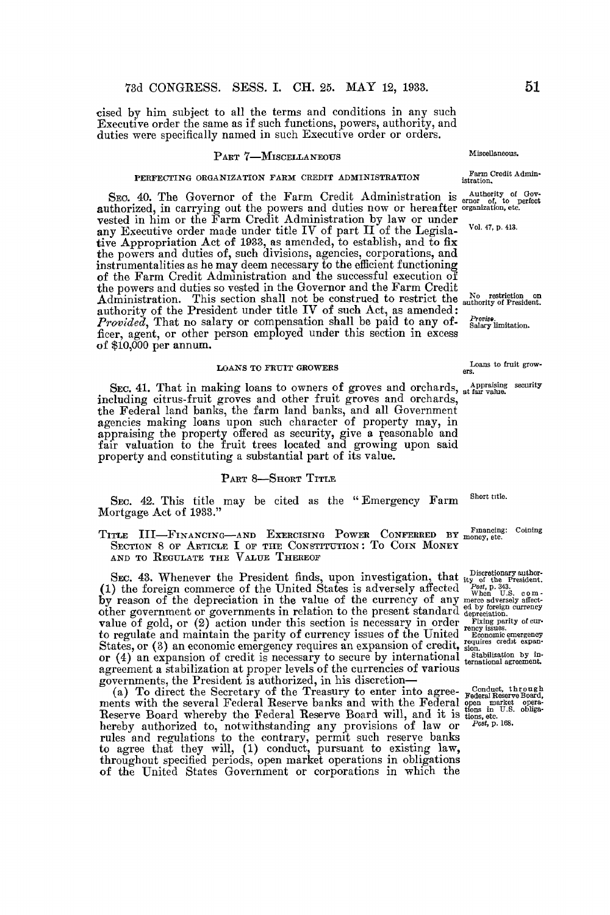cised by him subject to all the terms and conditions in any such Executive order the same as if such functions, powers, authority, and duties were specifically named in such Executive order or orders.

## Part 7—Miscellaneous

Miscellaneous.

### PERFECTING ORGANIZATION FARM CREDIT ADMINISTRATION

Farm Credit Administration.

Authority of Governor of, to perfect organization, etc.

Vol. 47, p. 413.

SEC. 40. The Governor of the Farm Credit Administration is authorized, in carrying out the powers and duties now or hereafter vested in him or the Farm Credit Administration by law or under any Executive order made under title IV of part II of the Legislative Appropriation Act of 1933, as amended, to establish, and to fix the powers and duties of, such divisions, agencies, corporations, and instrumentalities as he may deem necessary to the efficient functioning of the Farm Credit Administration and the successful execution of the powers and duties so vested in the Governor and the Farm Credit Administration. This section shall not be construed to restrict the authority of the President under title IV of such Act, as amended: *Provided*, That no salary or compensation shall be paid to any officer, agent, or other person employed under this section in excess of $10,000 per annum.

No restriction on authority of President.

*Proviso.* Salary limitation.

### LOANS TO FRUIT GROWERS

Loans to fruit growers.

Appraising security at fair value.

SEC. 41. That in making loans to owners of groves and orchards, including citrus-fruit groves and other fruit groves and orchards, the Federal land banks, the farm land banks, and all Government agencies making loans upon such character of property may, in appraising the property offered as security, give a reasonable and fair valuation to the fruit trees located and growing upon said property and constituting a substantial part of its value.

## Part 8—Short Title

Short title.

SEC. 42. This title may be cited as the "Emergency Farm Mortgage Act of 1933."

## Title III—Financing—and Exercising Power Conferred by Section 8 of Article I of the Constitution: To Coin Money and to Regulate the Value Thereof

Financing: Coining money, etc.

Discretionary authority of the President. *Post*, p. 343.

When U.S. commerce adversely affected by foreign currency depreciation.

Fixing parity of currency issues.

Economic emergency requires credit expansion.

Stabilization by international agreement.

SEC. 43. Whenever the President finds, upon investigation, that (1) the foreign commerce of the United States is adversely affected by reason of the depreciation in the value of the currency of any other government or governments in relation to the present standard value of gold, or (2) action under this section is necessary in order to regulate and maintain the parity of currency issues of the United States, or (3) an economic emergency requires an expansion of credit, or (4) an expansion of credit is necessary to secure by international agreement a stabilization at proper levels of the currencies of various governments, the President is authorized, in his discretion—

Conduct, through Federal Reserve Board, open market operations in U.S. obligations, etc. *Post*, p. 168.

(a) To direct the Secretary of the Treasury to enter into agreements with the several Federal Reserve banks and with the Federal Reserve Board whereby the Federal Reserve Board will, and it is hereby authorized to, notwithstanding any provisions of law or rules and regulations to the contrary, permit such reserve banks to agree that they will, (1) conduct, pursuant to existing law, throughout specified periods, open market operations in obligations of the United States Government or corporations in which the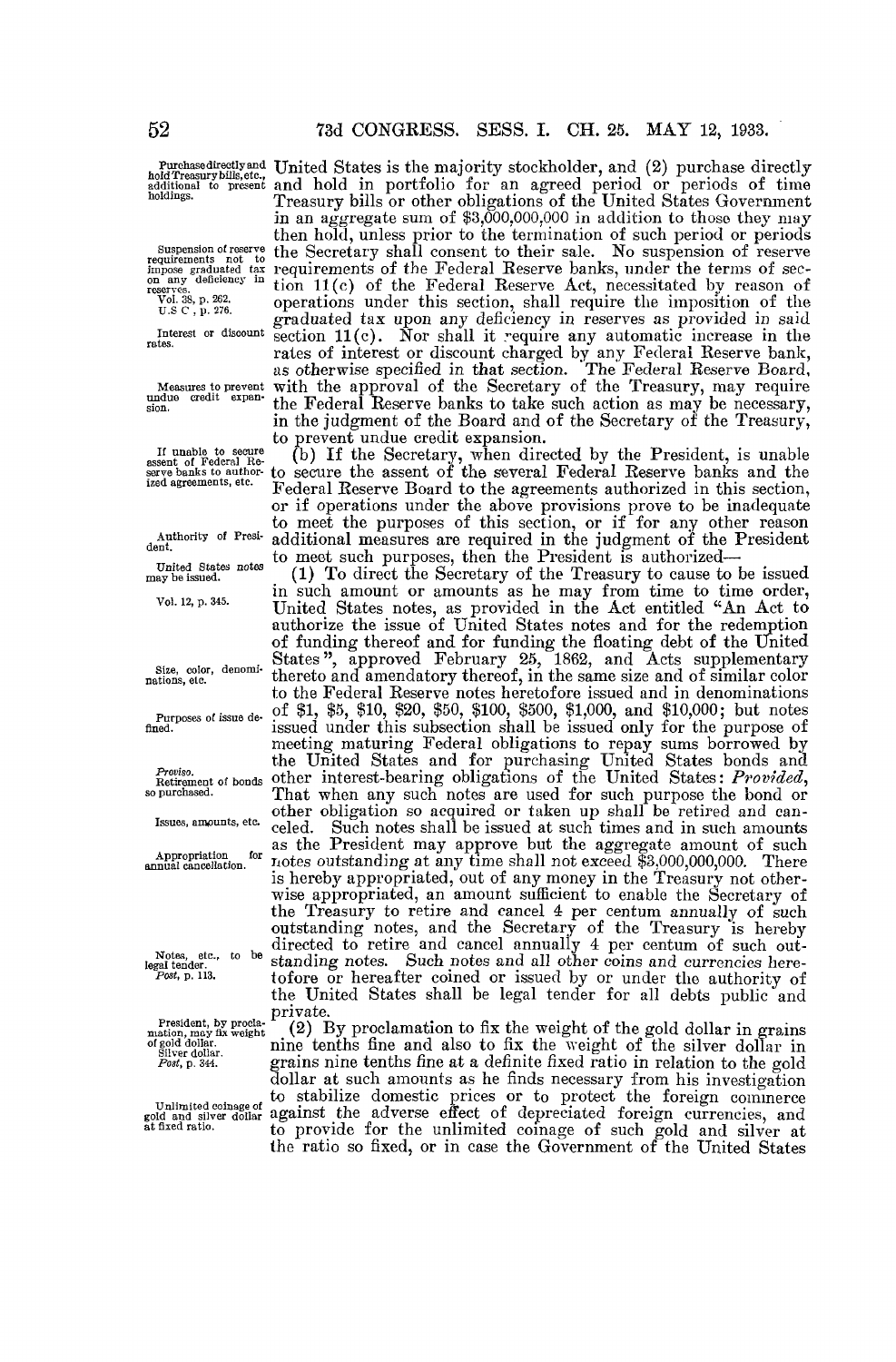United States is the majority stockholder, and (2) purchase directly and hold in portfolio for an agreed period or periods of time Treasury bills or other obligations of the United States Government in an aggregate sum of $3,000,000,000 in addition to those they may then hold, unless prior to the termination of such period or periods the Secretary shall consent to their sale. No suspension of reserve requirements of the Federal Reserve banks, under the terms of section 11(c) of the Federal Reserve Act, necessitated by reason of operations under this section, shall require the imposition of the graduated tax upon any deficiency in reserves as provided in said section 11(c). Nor shall it require any automatic increase in the rates of interest or discount charged by any Federal Reserve bank, as otherwise specified in that section. The Federal Reserve Board, with the approval of the Secretary of the Treasury, may require the Federal Reserve banks to take such action as may be necessary, in the judgment of the Board and of the Secretary of the Treasury, to prevent undue credit expansion.

(b) If the Secretary, when directed by the President, is unable to secure the assent of the several Federal Reserve banks and the Federal Reserve Board to the agreements authorized in this section, or if operations under the above provisions prove to be inadequate to meet the purposes of this section, or if for any other reason additional measures are required in the judgment of the President to meet such purposes, then the President is authorized—

(1) To direct the Secretary of the Treasury to cause to be issued in such amount or amounts as he may from time to time order, United States notes, as provided in the Act entitled "An Act to authorize the issue of United States notes and for the redemption of funding thereof and for funding the floating debt of the United States", approved February 25, 1862, and Acts supplementary thereto and amendatory thereof, in the same size and of similar color to the Federal Reserve notes heretofore issued and in denominations of $1, $5, $10, $20, $50, $100, $500, $1,000, and $10,000; but notes issued under this subsection shall be issued only for the purpose of meeting maturing Federal obligations to repay sums borrowed by the United States and for purchasing United States bonds and other interest-bearing obligations of the United States: *Provided*, That when any such notes are used for such purpose the bond or other obligation so acquired or taken up shall be retired and canceled. Such notes shall be issued at such times and in such amounts as the President may approve but the aggregate amount of such notes outstanding at any time shall not exceed $3,000,000,000. There is hereby appropriated, out of any money in the Treasury not otherwise appropriated, an amount sufficient to enable the Secretary of the Treasury to retire and cancel 4 per centum annually of such outstanding notes, and the Secretary of the Treasury is hereby directed to retire and cancel annually 4 per centum of such outstanding notes. Such notes and all other coins and currencies heretofore or hereafter coined or issued by or under the authority of the United States shall be legal tender for all debts public and private.

(2) By proclamation to fix the weight of the gold dollar in grains nine tenths fine and also to fix the weight of the silver dollar in grains nine tenths fine at a definite fixed ratio in relation to the gold dollar at such amounts as he finds necessary from his investigation to stabilize domestic prices or to protect the foreign commerce against the adverse effect of depreciated foreign currencies, and to provide for the unlimited coinage of such gold and silver at the ratio so fixed, or in case the Government of the United States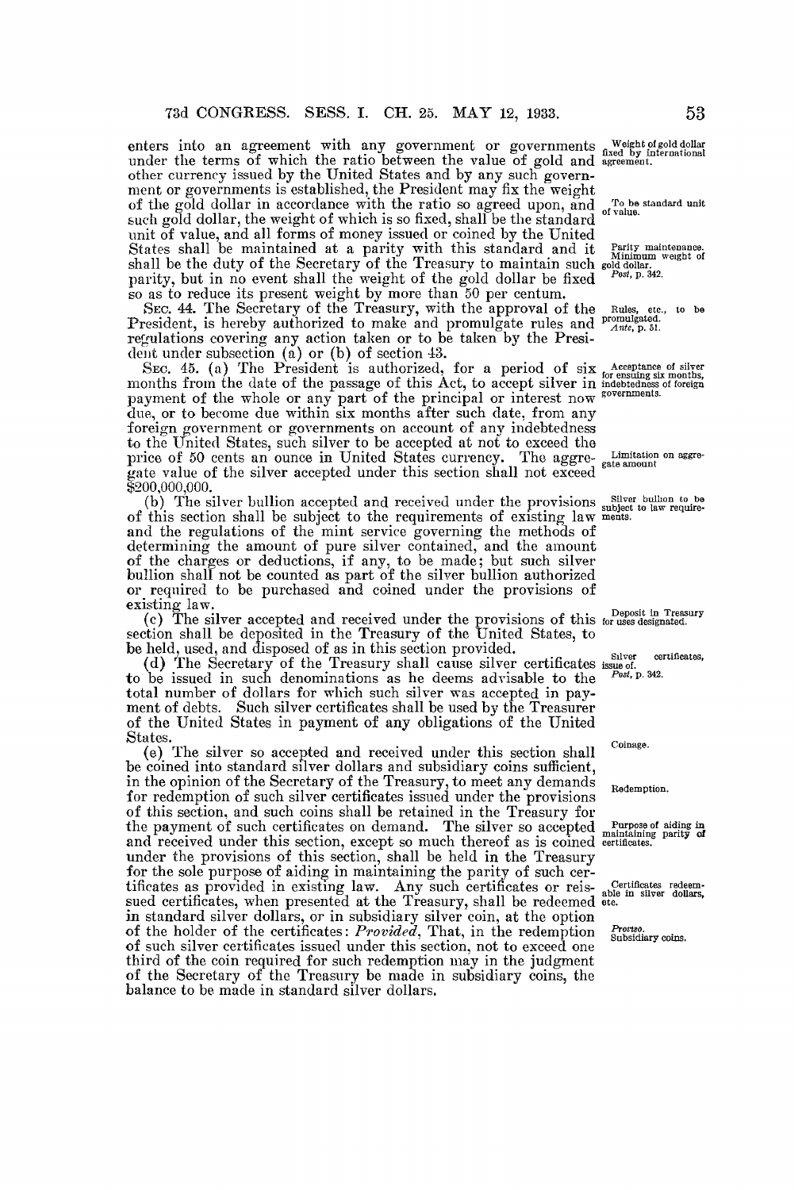enters into an agreement with any government or governments under the terms of which the ratio between the value of gold and other currency issued by the United States and by any such government or governments is established, the President may fix the weight of the gold dollar in accordance with the ratio so agreed upon, and such gold dollar, the weight of which is so fixed, shall be the standard unit of value, and all forms of money issued or coined by the United States shall be maintained at a parity with this standard and it shall be the duty of the Secretary of the Treasury to maintain such parity, but in no event shall the weight of the gold dollar be fixed so as to reduce its present weight by more than 50 per centum.

*Weight of gold dollar fixed by international agreement.*

*To be standard unit of value.*

*Parity maintenance. Minimum weight of gold dollar. Post, p. 342.*

SEC. 44. The Secretary of the Treasury, with the approval of the President, is hereby authorized to make and promulgate rules and regulations covering any action taken or to be taken by the President under subsection (a) or (b) of section 43.

*Rules, etc., to be promulgated. Ante, p. 51.*

SEC. 45. (a) The President is authorized, for a period of six months from the date of the passage of this Act, to accept silver in payment of the whole or any part of the principal or interest now due, or to become due within six months after such date, from any foreign government or governments on account of any indebtedness to the United States, such silver to be accepted at not to exceed the price of 50 cents an ounce in United States currency. The aggregate value of the silver accepted under this section shall not exceed $200,000,000.

*Acceptance of silver for ensuing six months, indebtedness of foreign governments.*

*Limitation on aggregate amount*

(b) The silver bullion accepted and received under the provisions of this section shall be subject to the requirements of existing law and the regulations of the mint service governing the methods of determining the amount of pure silver contained, and the amount of the charges or deductions, if any, to be made; but such silver bullion shall not be counted as part of the silver bullion authorized or required to be purchased and coined under the provisions of existing law.

*Silver bullion to be subject to law requirements.*

(c) The silver accepted and received under the provisions of this section shall be deposited in the Treasury of the United States, to be held, used, and disposed of as in this section provided.

*Deposit in Treasury for uses designated.*

(d) The Secretary of the Treasury shall cause silver certificates to be issued in such denominations as he deems advisable to the total number of dollars for which such silver was accepted in payment of debts. Such silver certificates shall be used by the Treasurer of the United States in payment of any obligations of the United States.

*Silver certificates, issue of. Post, p. 342.*

(e) The silver so accepted and received under this section shall be coined into standard silver dollars and subsidiary coins sufficient, in the opinion of the Secretary of the Treasury, to meet any demands for redemption of such silver certificates issued under the provisions of this section, and such coins shall be retained in the Treasury for the payment of such certificates on demand. The silver so accepted and received under this section, except so much thereof as is coined under the provisions of this section, shall be held in the Treasury for the sole purpose of aiding in maintaining the parity of such certificates as provided in existing law. Any such certificates or reissued certificates, when presented at the Treasury, shall be redeemed in standard silver dollars, or in subsidiary silver coin, at the option of the holder of the certificates: *Provided*, That, in the redemption of such silver certificates issued under this section, not to exceed one third of the coin required for such redemption may in the judgment of the Secretary of the Treasury be made in subsidiary coins, the balance to be made in standard silver dollars.

*Coinage.*

*Redemption.*

*Purpose of aiding in maintaining parity of certificates.*

*Certificates redeemable in silver dollars, etc.*

*Proviso. Subsidiary coins.*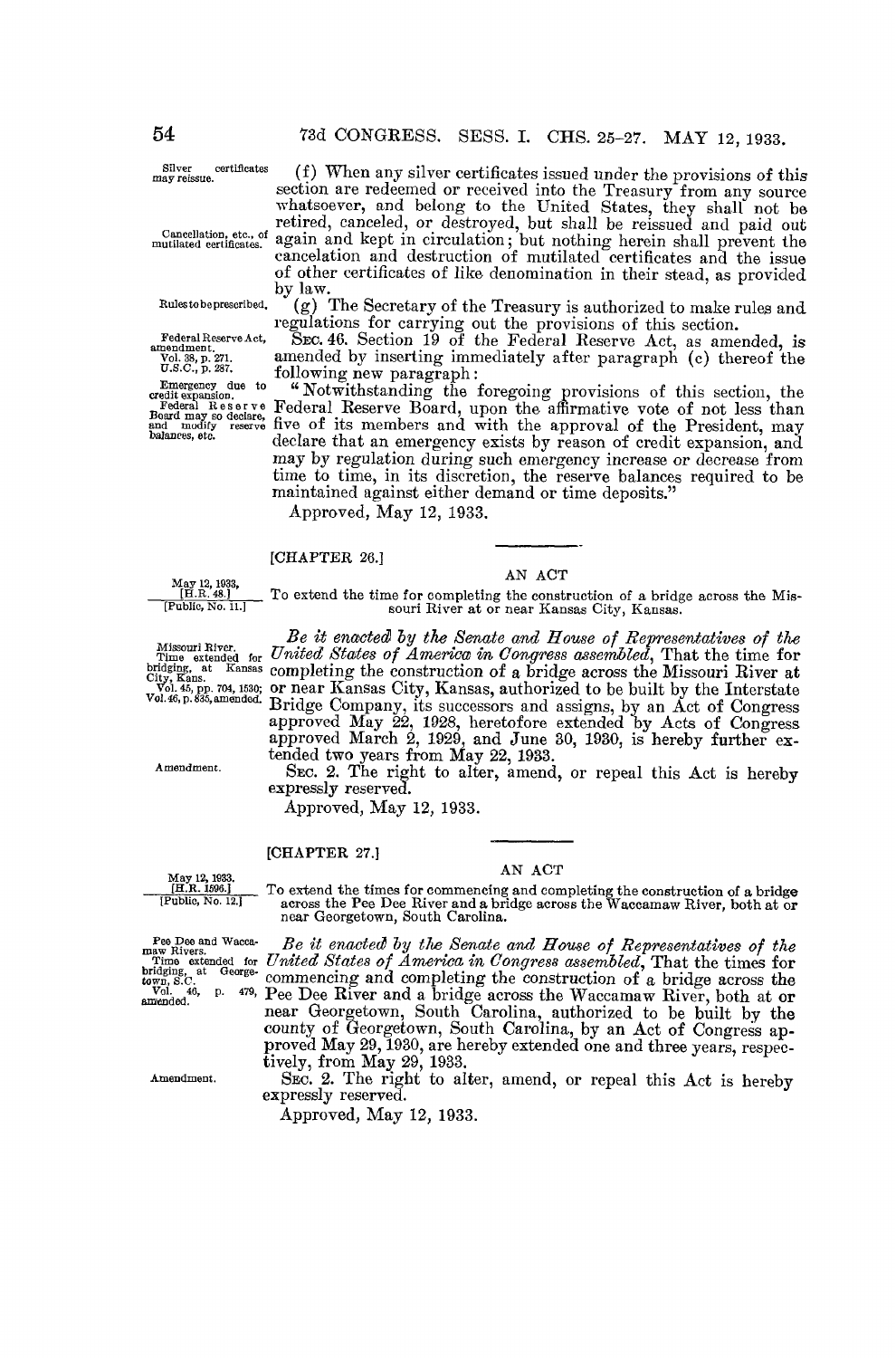Silver certificates may reissue.

(f) When any silver certificates issued under the provisions of this section are redeemed or received into the Treasury from any source whatsoever, and belong to the United States, they shall not be retired, canceled, or destroyed, but shall be reissued and paid out again and kept in circulation; but nothing herein shall prevent the cancelation and destruction of mutilated certificates and the issue of other certificates of like denomination in their stead, as provided by law.

Cancellation, etc., of mutilated certificates.

Rules to be prescribed.

(g) The Secretary of the Treasury is authorized to make rules and regulations for carrying out the provisions of this section.

Federal Reserve Act, amendment. Vol. 38, p. 271. U.S.C., p. 287.

SEC. 46. Section 19 of the Federal Reserve Act, as amended, is amended by inserting immediately after paragraph (c) thereof the following new paragraph:

Emergency due to credit expansion. Federal Reserve Board may so declare, and modify reserve balances, etc.

"Notwithstanding the foregoing provisions of this section, the Federal Reserve Board, upon the affirmative vote of not less than five of its members and with the approval of the President, may declare that an emergency exists by reason of credit expansion, and may by regulation during such emergency increase or decrease from time to time, in its discretion, the reserve balances required to be maintained against either demand or time deposits."

Approved, May 12, 1933.

---

[CHAPTER 26.]

AN ACT

May 12, 1933. [H.R. 48.] [Public, No. 11.]

To extend the time for completing the construction of a bridge across the Missouri River at or near Kansas City, Kansas.

Missouri River. Time extended for bridging, at Kansas City, Kans. Vol. 45, pp. 704, 1530; Vol. 46, p. 835, amended.

*Be it enacted by the Senate and House of Representatives of the United States of America in Congress assembled,* That the time for completing the construction of a bridge across the Missouri River at or near Kansas City, Kansas, authorized to be built by the Interstate Bridge Company, its successors and assigns, by an Act of Congress approved May 22, 1928, heretofore extended by Acts of Congress approved March 2, 1929, and June 30, 1930, is hereby further extended two years from May 22, 1933.

Amendment.

SEC. 2. The right to alter, amend, or repeal this Act is hereby expressly reserved.

Approved, May 12, 1933.

---

[CHAPTER 27.]

AN ACT

May 12, 1933. [H.R. 1596.] [Public, No. 12.]

To extend the times for commencing and completing the construction of a bridge across the Pee Dee River and a bridge across the Waccamaw River, both at or near Georgetown, South Carolina.

Pee Dee and Waccamaw Rivers. Time extended for bridging, at Georgetown, S.C. Vol. 46, p. 479, amended.

*Be it enacted by the Senate and House of Representatives of the United States of America in Congress assembled,* That the times for commencing and completing the construction of a bridge across the Pee Dee River and a bridge across the Waccamaw River, both at or near Georgetown, South Carolina, authorized to be built by the county of Georgetown, South Carolina, by an Act of Congress approved May 29, 1930, are hereby extended one and three years, respectively, from May 29, 1933.

Amendment.

SEC. 2. The right to alter, amend, or repeal this Act is hereby expressly reserved.

Approved, May 12, 1933.